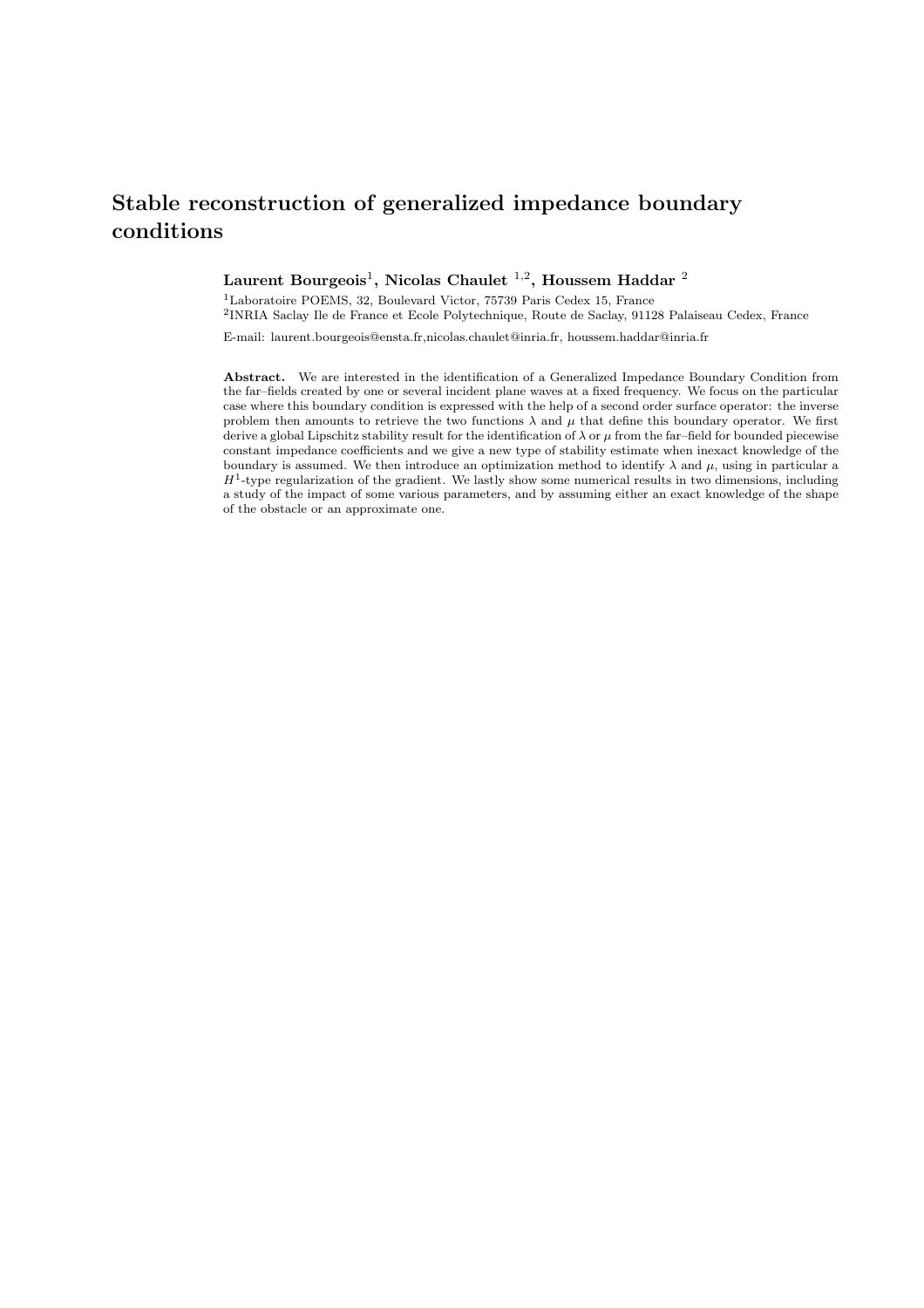# Stable reconstruction of generalized impedance boundary conditions

**Laurent Bourgeois**[1], **Nicolas Chaulet** [1,2], **Houssem Haddar** [2]

[1]Laboratoire POEMS, 32, Boulevard Victor, 75739 Paris Cedex 15, France

[2]INRIA Saclay Ile de France et Ecole Polytechnique, Route de Saclay, 91128 Palaiseau Cedex, France

E-mail: laurent.bourgeois@ensta.fr,nicolas.chaulet@inria.fr, houssem.haddar@inria.fr

**Abstract.** We are interested in the identification of a Generalized Impedance Boundary Condition from the far–fields created by one or several incident plane waves at a fixed frequency. We focus on the particular case where this boundary condition is expressed with the help of a second order surface operator: the inverse problem then amounts to retrieve the two functions $\lambda$ and $\mu$ that define this boundary operator. We first derive a global Lipschitz stability result for the identification of $\lambda$ or $\mu$ from the far–field for bounded piecewise constant impedance coefficients and we give a new type of stability estimate when inexact knowledge of the boundary is assumed. We then introduce an optimization method to identify $\lambda$ and $\mu$, using in particular a $H^1$-type regularization of the gradient. We lastly show some numerical results in two dimensions, including a study of the impact of some various parameters, and by assuming either an exact knowledge of the shape of the obstacle or an approximate one.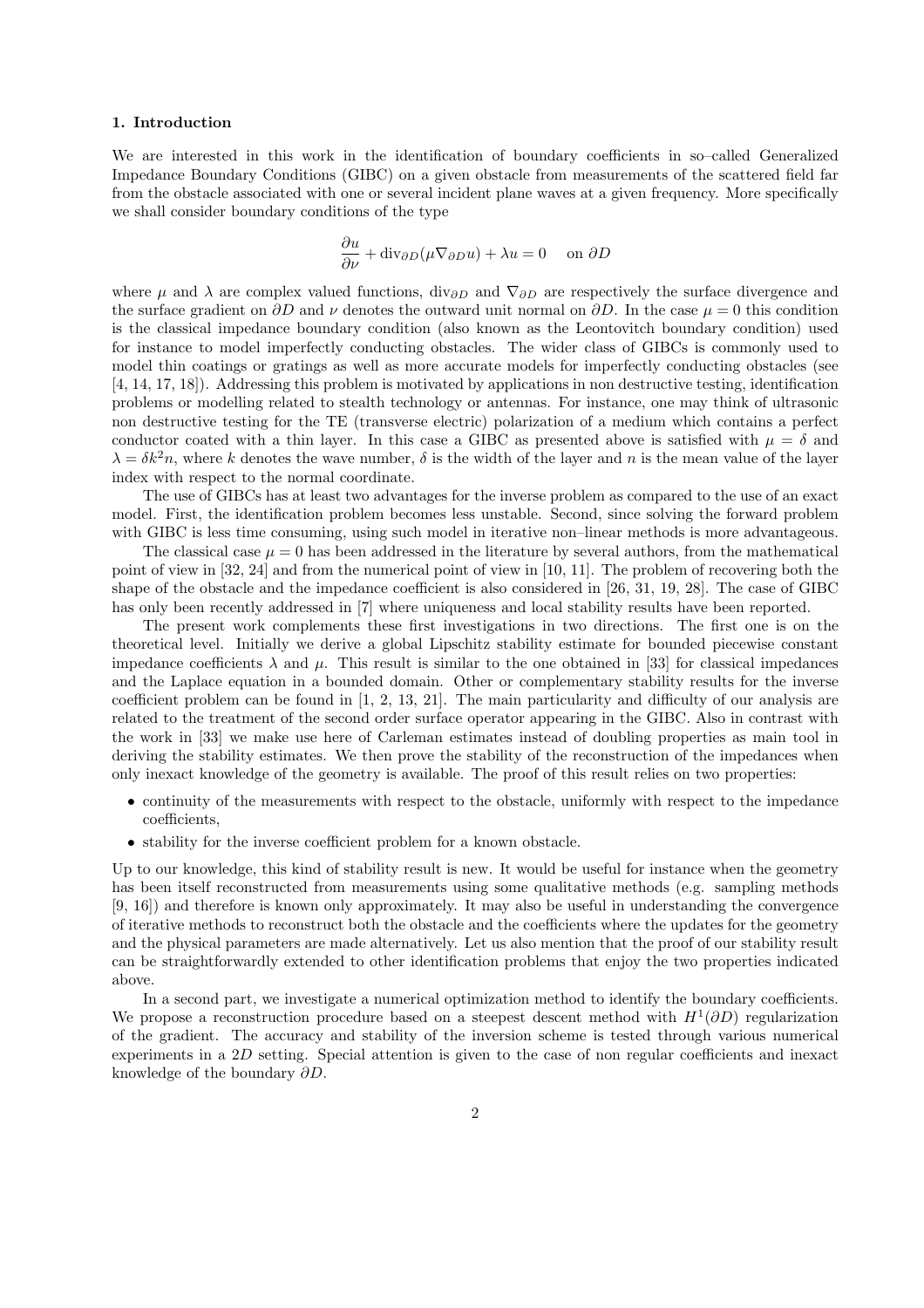## 1. Introduction

We are interested in this work in the identification of boundary coefficients in so–called Generalized Impedance Boundary Conditions (GIBC) on a given obstacle from measurements of the scattered field far from the obstacle associated with one or several incident plane waves at a given frequency. More specifically we shall consider boundary conditions of the type

$$\frac{\partial u}{\partial \nu} + \mathrm{div}_{\partial D}(\mu \nabla_{\partial D} u) + \lambda u = 0 \quad \text{on } \partial D$$

where $\mu$ and $\lambda$ are complex valued functions, $\mathrm{div}_{\partial D}$ and $\nabla_{\partial D}$ are respectively the surface divergence and the surface gradient on $\partial D$ and $\nu$ denotes the outward unit normal on $\partial D$. In the case $\mu = 0$ this condition is the classical impedance boundary condition (also known as the Leontovitch boundary condition) used for instance to model imperfectly conducting obstacles. The wider class of GIBCs is commonly used to model thin coatings or gratings as well as more accurate models for imperfectly conducting obstacles (see [4, 14, 17, 18]). Addressing this problem is motivated by applications in non destructive testing, identification problems or modelling related to stealth technology or antennas. For instance, one may think of ultrasonic non destructive testing for the TE (transverse electric) polarization of a medium which contains a perfect conductor coated with a thin layer. In this case a GIBC as presented above is satisfied with $\mu = \delta$ and $\lambda = \delta k^2 n$, where $k$ denotes the wave number, $\delta$ is the width of the layer and $n$ is the mean value of the layer index with respect to the normal coordinate.

The use of GIBCs has at least two advantages for the inverse problem as compared to the use of an exact model. First, the identification problem becomes less unstable. Second, since solving the forward problem with GIBC is less time consuming, using such model in iterative non–linear methods is more advantageous.

The classical case $\mu = 0$ has been addressed in the literature by several authors, from the mathematical point of view in [32, 24] and from the numerical point of view in [10, 11]. The problem of recovering both the shape of the obstacle and the impedance coefficient is also considered in [26, 31, 19, 28]. The case of GIBC has only been recently addressed in [7] where uniqueness and local stability results have been reported.

The present work complements these first investigations in two directions. The first one is on the theoretical level. Initially we derive a global Lipschitz stability estimate for bounded piecewise constant impedance coefficients $\lambda$ and $\mu$. This result is similar to the one obtained in [33] for classical impedances and the Laplace equation in a bounded domain. Other or complementary stability results for the inverse coefficient problem can be found in [1, 2, 13, 21]. The main particularity and difficulty of our analysis are related to the treatment of the second order surface operator appearing in the GIBC. Also in contrast with the work in [33] we make use here of Carleman estimates instead of doubling properties as main tool in deriving the stability estimates. We then prove the stability of the reconstruction of the impedances when only inexact knowledge of the geometry is available. The proof of this result relies on two properties:

- continuity of the measurements with respect to the obstacle, uniformly with respect to the impedance coefficients,
- stability for the inverse coefficient problem for a known obstacle.

Up to our knowledge, this kind of stability result is new. It would be useful for instance when the geometry has been itself reconstructed from measurements using some qualitative methods (e.g. sampling methods [9, 16]) and therefore is known only approximately. It may also be useful in understanding the convergence of iterative methods to reconstruct both the obstacle and the coefficients where the updates for the geometry and the physical parameters are made alternatively. Let us also mention that the proof of our stability result can be straightforwardly extended to other identification problems that enjoy the two properties indicated above.

In a second part, we investigate a numerical optimization method to identify the boundary coefficients. We propose a reconstruction procedure based on a steepest descent method with $H^1(\partial D)$ regularization of the gradient. The accuracy and stability of the inversion scheme is tested through various numerical experiments in a $2D$ setting. Special attention is given to the case of non regular coefficients and inexact knowledge of the boundary $\partial D$.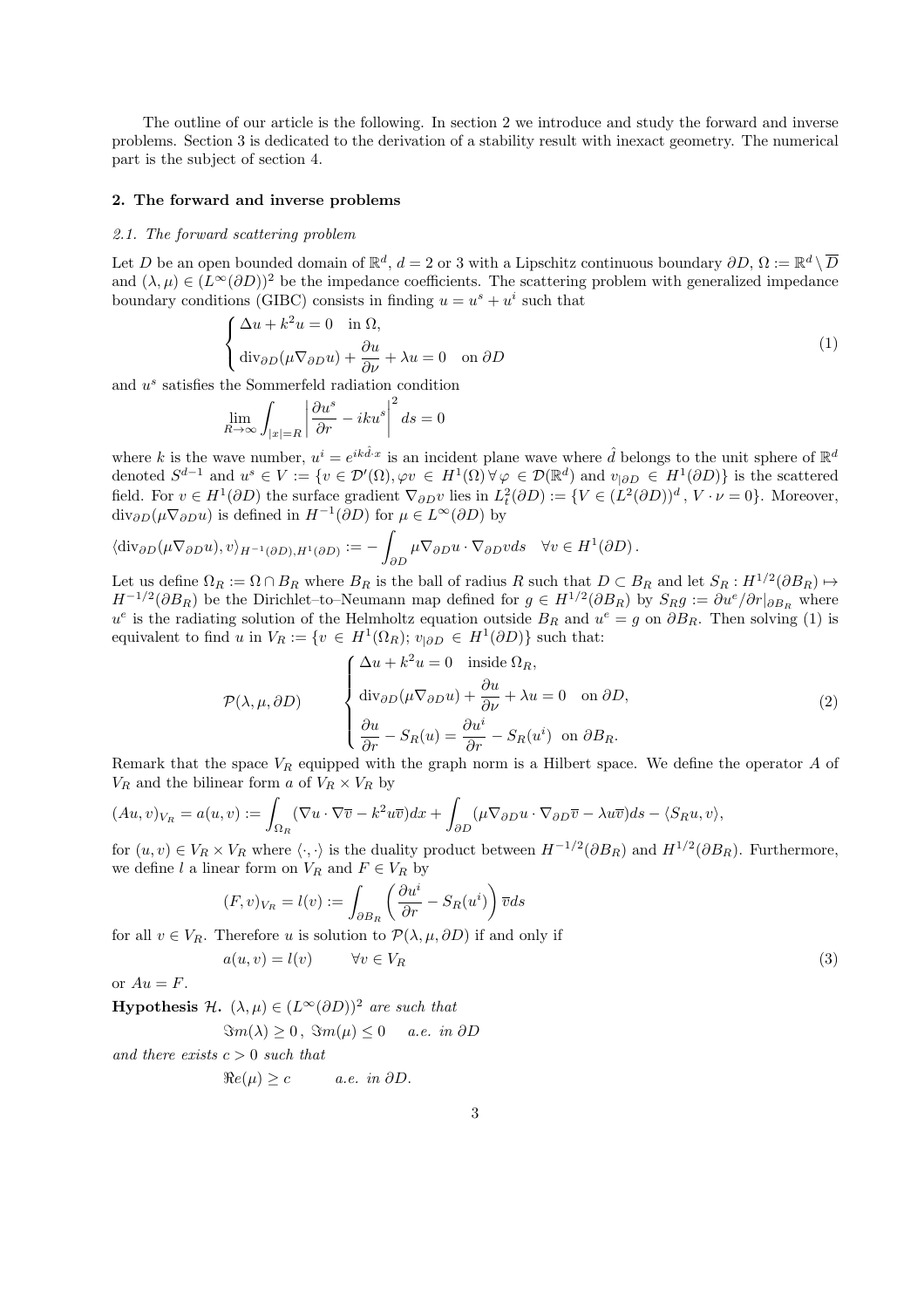The outline of our article is the following. In section 2 we introduce and study the forward and inverse problems. Section 3 is dedicated to the derivation of a stability result with inexact geometry. The numerical part is the subject of section 4.

## 2. The forward and inverse problems

### 2.1. The forward scattering problem

Let $D$ be an open bounded domain of $\mathbb{R}^d$, $d = 2$ or 3 with a Lipschitz continuous boundary $\partial D$, $\Omega := \mathbb{R}^d \setminus \overline{D}$ and $(\lambda, \mu) \in (L^\infty(\partial D))^2$ be the impedance coefficients. The scattering problem with generalized impedance boundary conditions (GIBC) consists in finding $u = u^s + u^i$ such that

$$
\begin{cases} \Delta u + k^2 u = 0 \quad \text{in } \Omega, \\ \operatorname{div}_{\partial D}(\mu \nabla_{\partial D} u) + \dfrac{\partial u}{\partial \nu} + \lambda u = 0 \quad \text{on } \partial D \end{cases} \tag{1}
$$

and $u^s$ satisfies the Sommerfeld radiation condition

$$
\lim_{R \to \infty} \int_{|x|=R} \left| \frac{\partial u^s}{\partial r} - iku^s \right|^2 ds = 0
$$

where $k$ is the wave number, $u^i = e^{ik\hat{d}\cdot x}$ is an incident plane wave where $\hat{d}$ belongs to the unit sphere of $\mathbb{R}^d$ denoted $S^{d-1}$ and $u^s \in V := \{v \in \mathcal{D}'(\Omega), \varphi v \in H^1(\Omega)\, \forall \varphi \in \mathcal{D}(\mathbb{R}^d) \text{ and } v_{|\partial D} \in H^1(\partial D)\}$ is the scattered field. For $v \in H^1(\partial D)$ the surface gradient $\nabla_{\partial D} v$ lies in $L^2_t(\partial D) := \{V \in (L^2(\partial D))^d,\, V \cdot \nu = 0\}$. Moreover, $\operatorname{div}_{\partial D}(\mu \nabla_{\partial D} u)$ is defined in $H^{-1}(\partial D)$ for $\mu \in L^\infty(\partial D)$ by

$$
\langle \operatorname{div}_{\partial D}(\mu \nabla_{\partial D} u), v \rangle_{H^{-1}(\partial D), H^1(\partial D)} := -\int_{\partial D} \mu \nabla_{\partial D} u \cdot \nabla_{\partial D} v ds \quad \forall v \in H^1(\partial D).
$$

Let us define $\Omega_R := \Omega \cap B_R$ where $B_R$ is the ball of radius $R$ such that $D \subset B_R$ and let $S_R : H^{1/2}(\partial B_R) \mapsto H^{-1/2}(\partial B_R)$ be the Dirichlet–to–Neumann map defined for $g \in H^{1/2}(\partial B_R)$ by $S_R g := \partial u^e / \partial r|_{\partial B_R}$ where $u^e$ is the radiating solution of the Helmholtz equation outside $B_R$ and $u^e = g$ on $\partial B_R$. Then solving (1) is equivalent to find $u$ in $V_R := \{v \in H^1(\Omega_R);\, v_{|\partial D} \in H^1(\partial D)\}$ such that:

$$
\mathcal{P}(\lambda, \mu, \partial D) \qquad \begin{cases} \Delta u + k^2 u = 0 \quad \text{inside } \Omega_R, \\ \operatorname{div}_{\partial D}(\mu \nabla_{\partial D} u) + \dfrac{\partial u}{\partial \nu} + \lambda u = 0 \quad \text{on } \partial D, \\ \dfrac{\partial u}{\partial r} - S_R(u) = \dfrac{\partial u^i}{\partial r} - S_R(u^i) \;\; \text{on } \partial B_R. \end{cases} \tag{2}
$$

Remark that the space $V_R$ equipped with the graph norm is a Hilbert space. We define the operator $A$ of $V_R$ and the bilinear form $a$ of $V_R \times V_R$ by

$$
(Au, v)_{V_R} = a(u, v) := \int_{\Omega_R} (\nabla u \cdot \nabla \overline{v} - k^2 u \overline{v}) dx + \int_{\partial D} (\mu \nabla_{\partial D} u \cdot \nabla_{\partial D} \overline{v} - \lambda u \overline{v}) ds - \langle S_R u, v \rangle,
$$

for $(u, v) \in V_R \times V_R$ where $\langle \cdot, \cdot \rangle$ is the duality product between $H^{-1/2}(\partial B_R)$ and $H^{1/2}(\partial B_R)$. Furthermore, we define $l$ a linear form on $V_R$ and $F \in V_R$ by

$$
(F, v)_{V_R} = l(v) := \int_{\partial B_R} \left( \frac{\partial u^i}{\partial r} - S_R(u^i) \right) \overline{v} ds
$$

for all $v \in V_R$. Therefore $u$ is solution to $\mathcal{P}(\lambda, \mu, \partial D)$ if and only if

$$
a(u, v) = l(v) \qquad \forall v \in V_R \tag{3}
$$

or $Au = F$.

**Hypothesis $\mathcal{H}$.** *$(\lambda, \mu) \in (L^\infty(\partial D))^2$ are such that*

$$
\Im m(\lambda) \geq 0, \; \Im m(\mu) \leq 0 \quad \textit{a.e. in } \partial D
$$

*and there exists $c > 0$ such that*

$$
\Re e(\mu) \geq c \qquad \textit{a.e. in } \partial D.
$$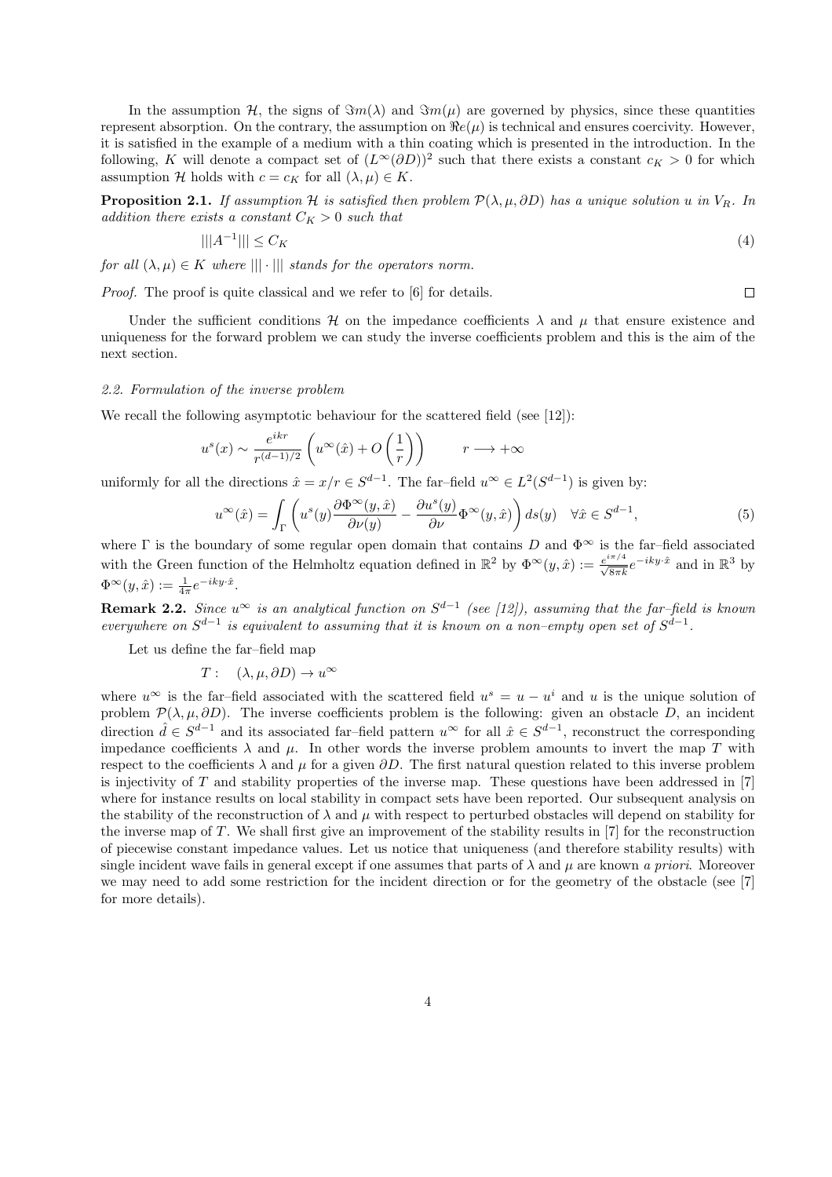In the assumption $\mathcal{H}$, the signs of $\Im m(\lambda)$ and $\Im m(\mu)$ are governed by physics, since these quantities represent absorption. On the contrary, the assumption on $\Re e(\mu)$ is technical and ensures coercivity. However, it is satisfied in the example of a medium with a thin coating which is presented in the introduction. In the following, $K$ will denote a compact set of $(L^\infty(\partial D))^2$ such that there exists a constant $c_K > 0$ for which assumption $\mathcal{H}$ holds with $c = c_K$ for all $(\lambda, \mu) \in K$.

**Proposition 2.1.** *If assumption $\mathcal{H}$ is satisfied then problem $\mathcal{P}(\lambda, \mu, \partial D)$ has a unique solution $u$ in $V_R$. In addition there exists a constant $C_K > 0$ such that*

$$|||A^{-1}||| \leq C_K \tag{4}$$

*for all $(\lambda, \mu) \in K$ where $|||\cdot|||$ stands for the operators norm.*

*Proof.* The proof is quite classical and we refer to [6] for details. □

Under the sufficient conditions $\mathcal{H}$ on the impedance coefficients $\lambda$ and $\mu$ that ensure existence and uniqueness for the forward problem we can study the inverse coefficients problem and this is the aim of the next section.

### *2.2. Formulation of the inverse problem*

We recall the following asymptotic behaviour for the scattered field (see [12]):

$$u^s(x) \sim \frac{e^{ikr}}{r^{(d-1)/2}} \left( u^\infty(\hat{x}) + O\left(\frac{1}{r}\right) \right) \qquad r \longrightarrow +\infty$$

uniformly for all the directions $\hat{x} = x/r \in S^{d-1}$. The far–field $u^\infty \in L^2(S^{d-1})$ is given by:

$$u^\infty(\hat{x}) = \int_\Gamma \left( u^s(y) \frac{\partial \Phi^\infty(y, \hat{x})}{\partial \nu(y)} - \frac{\partial u^s(y)}{\partial \nu} \Phi^\infty(y, \hat{x}) \right) ds(y) \quad \forall \hat{x} \in S^{d-1}, \tag{5}$$

where $\Gamma$ is the boundary of some regular open domain that contains $D$ and $\Phi^\infty$ is the far–field associated with the Green function of the Helmholtz equation defined in $\mathbb{R}^2$ by $\Phi^\infty(y, \hat{x}) := \frac{e^{i\pi/4}}{\sqrt{8\pi k}} e^{-iky\cdot\hat{x}}$ and in $\mathbb{R}^3$ by $\Phi^\infty(y, \hat{x}) := \frac{1}{4\pi} e^{-iky\cdot\hat{x}}$.

**Remark 2.2.** *Since $u^\infty$ is an analytical function on $S^{d-1}$ (see [12]), assuming that the far-field is known everywhere on $S^{d-1}$ is equivalent to assuming that it is known on a non–empty open set of $S^{d-1}$.*

Let us define the far–field map

$$T : \quad (\lambda, \mu, \partial D) \to u^\infty$$

where $u^\infty$ is the far–field associated with the scattered field $u^s = u - u^i$ and $u$ is the unique solution of problem $\mathcal{P}(\lambda, \mu, \partial D)$. The inverse coefficients problem is the following: given an obstacle $D$, an incident direction $\hat{d} \in S^{d-1}$ and its associated far–field pattern $u^\infty$ for all $\hat{x} \in S^{d-1}$, reconstruct the corresponding impedance coefficients $\lambda$ and $\mu$. In other words the inverse problem amounts to invert the map $T$ with respect to the coefficients $\lambda$ and $\mu$ for a given $\partial D$. The first natural question related to this inverse problem is injectivity of $T$ and stability properties of the inverse map. These questions have been addressed in [7] where for instance results on local stability in compact sets have been reported. Our subsequent analysis on the stability of the reconstruction of $\lambda$ and $\mu$ with respect to perturbed obstacles will depend on stability for the inverse map of $T$. We shall first give an improvement of the stability results in [7] for the reconstruction of piecewise constant impedance values. Let us notice that uniqueness (and therefore stability results) with single incident wave fails in general except if one assumes that parts of $\lambda$ and $\mu$ are known *a priori*. Moreover we may need to add some restriction for the incident direction or for the geometry of the obstacle (see [7] for more details).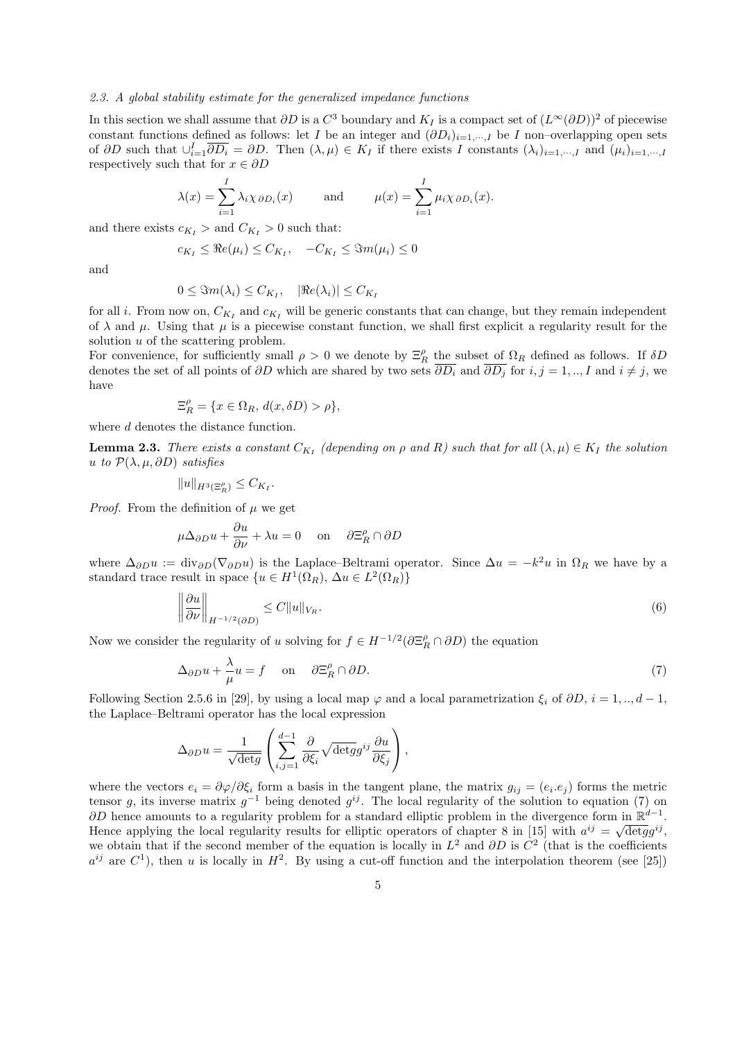### 2.3. A global stability estimate for the generalized impedance functions

In this section we shall assume that $\partial D$ is a $C^3$ boundary and $K_I$ is a compact set of $(L^\infty(\partial D))^2$ of piecewise constant functions defined as follows: let $I$ be an integer and $(\partial D_i)_{i=1,\cdots,I}$ be $I$ non–overlapping open sets of $\partial D$ such that $\cup_{i=1}^I \overline{\partial D_i} = \partial D$. Then $(\lambda, \mu) \in K_I$ if there exists $I$ constants $(\lambda_i)_{i=1,\cdots,I}$ and $(\mu_i)_{i=1,\cdots,I}$ respectively such that for $x \in \partial D$

$$\lambda(x) = \sum_{i=1}^{I} \lambda_i \chi_{\partial D_i}(x) \qquad \text{and} \qquad \mu(x) = \sum_{i=1}^{I} \mu_i \chi_{\partial D_i}(x).$$

and there exists $c_{K_I} >$ and $C_{K_I} > 0$ such that:

$$c_{K_I} \le \Re e(\mu_i) \le C_{K_I}, \quad -C_{K_I} \le \Im m(\mu_i) \le 0$$

and

$$0 \le \Im m(\lambda_i) \le C_{K_I}, \quad |\Re e(\lambda_i)| \le C_{K_I}$$

for all $i$. From now on, $C_{K_I}$ and $c_{K_I}$ will be generic constants that can change, but they remain independent of $\lambda$ and $\mu$. Using that $\mu$ is a piecewise constant function, we shall first explicit a regularity result for the solution $u$ of the scattering problem.

For convenience, for sufficiently small $\rho > 0$ we denote by $\Xi_R^\rho$ the subset of $\Omega_R$ defined as follows. If $\delta D$ denotes the set of all points of $\partial D$ which are shared by two sets $\overline{\partial D_i}$ and $\overline{\partial D_j}$ for $i, j = 1, .., I$ and $i \neq j$, we have

$$\Xi_R^\rho = \{x \in \Omega_R,\, d(x, \delta D) > \rho\},$$

where $d$ denotes the distance function.

**Lemma 2.3.** *There exists a constant $C_{K_I}$ (depending on $\rho$ and $R$) such that for all $(\lambda, \mu) \in K_I$ the solution $u$ to $\mathcal{P}(\lambda, \mu, \partial D)$ satisfies*

$$\|u\|_{H^3(\Xi_R^\rho)} \le C_{K_I}.$$

*Proof.* From the definition of $\mu$ we get

$$\mu \Delta_{\partial D} u + \frac{\partial u}{\partial \nu} + \lambda u = 0 \quad \text{ on } \quad \partial \Xi_R^\rho \cap \partial D$$

where $\Delta_{\partial D} u := \mathrm{div}_{\partial D}(\nabla_{\partial D} u)$ is the Laplace–Beltrami operator. Since $\Delta u = -k^2 u$ in $\Omega_R$ we have by a standard trace result in space $\{u \in H^1(\Omega_R),\, \Delta u \in L^2(\Omega_R)\}$

$$\left\| \frac{\partial u}{\partial \nu} \right\|_{H^{-1/2}(\partial D)} \le C \|u\|_{V_R}. \tag{6}$$

Now we consider the regularity of $u$ solving for $f \in H^{-1/2}(\partial \Xi_R^\rho \cap \partial D)$ the equation

$$\Delta_{\partial D} u + \frac{\lambda}{\mu} u = f \quad \text{ on } \quad \partial \Xi_R^\rho \cap \partial D. \tag{7}$$

Following Section 2.5.6 in [29], by using a local map $\varphi$ and a local parametrization $\xi_i$ of $\partial D$, $i = 1, .., d-1$, the Laplace–Beltrami operator has the local expression

$$\Delta_{\partial D} u = \frac{1}{\sqrt{\mathrm{det} g}} \left( \sum_{i,j=1}^{d-1} \frac{\partial}{\partial \xi_i} \sqrt{\mathrm{det} g} g^{ij} \frac{\partial u}{\partial \xi_j} \right),$$

where the vectors $e_i = \partial \varphi / \partial \xi_i$ form a basis in the tangent plane, the matrix $g_{ij} = (e_i.e_j)$ forms the metric tensor $g$, its inverse matrix $g^{-1}$ being denoted $g^{ij}$. The local regularity of the solution to equation (7) on $\partial D$ hence amounts to a regularity problem for a standard elliptic problem in the divergence form in $\mathbb{R}^{d-1}$. Hence applying the local regularity results for elliptic operators of chapter 8 in [15] with $a^{ij} = \sqrt{\mathrm{det} g} g^{ij}$, we obtain that if the second member of the equation is locally in $L^2$ and $\partial D$ is $C^2$ (that is the coefficients $a^{ij}$ are $C^1$), then $u$ is locally in $H^2$. By using a cut-off function and the interpolation theorem (see [25])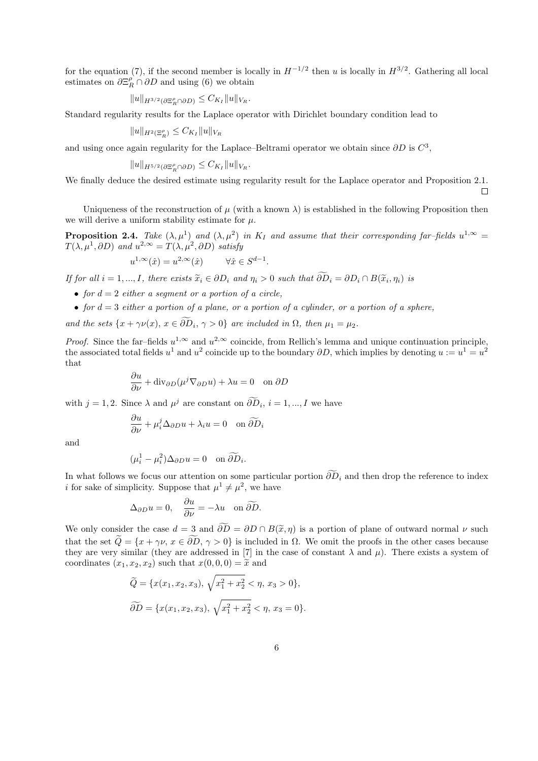for the equation (7), if the second member is locally in $H^{-1/2}$ then $u$ is locally in $H^{3/2}$. Gathering all local estimates on $\partial\Xi_R^\rho \cap \partial D$ and using (6) we obtain

$$\|u\|_{H^{3/2}(\partial\Xi_R^\rho \cap \partial D)} \le C_{K_I} \|u\|_{V_R}.$$

Standard regularity results for the Laplace operator with Dirichlet boundary condition lead to

$$\|u\|_{H^2(\Xi_R^\rho)} \le C_{K_I} \|u\|_{V_R}$$

and using once again regularity for the Laplace–Beltrami operator we obtain since $\partial D$ is $C^3$,

$$\|u\|_{H^{5/2}(\partial\Xi_R^\rho \cap \partial D)} \le C_{K_I} \|u\|_{V_R}.$$

We finally deduce the desired estimate using regularity result for the Laplace operator and Proposition 2.1. □

Uniqueness of the reconstruction of $\mu$ (with a known $\lambda$) is established in the following Proposition then we will derive a uniform stability estimate for $\mu$.

**Proposition 2.4.** *Take $(\lambda, \mu^1)$ and $(\lambda, \mu^2)$ in $K_I$ and assume that their corresponding far–fields $u^{1,\infty} = T(\lambda, \mu^1, \partial D)$ and $u^{2,\infty} = T(\lambda, \mu^2, \partial D)$ satisfy*

$$u^{1,\infty}(\hat{x}) = u^{2,\infty}(\hat{x}) \qquad \forall \hat{x} \in S^{d-1}.$$

*If for all $i = 1, ..., I$, there exists $\widetilde{x}_i \in \partial D_i$ and $\eta_i > 0$ such that $\widetilde{\partial D}_i = \partial D_i \cap B(\widetilde{x}_i, \eta_i)$ is*

- *for $d = 2$ either a segment or a portion of a circle,*
- *for $d = 3$ either a portion of a plane, or a portion of a cylinder, or a portion of a sphere,*

*and the sets $\{x + \gamma\nu(x),\, x \in \widetilde{\partial D}_i,\, \gamma > 0\}$ are included in $\Omega$, then $\mu_1 = \mu_2$.*

*Proof.* Since the far–fields $u^{1,\infty}$ and $u^{2,\infty}$ coincide, from Rellich's lemma and unique continuation principle, the associated total fields $u^1$ and $u^2$ coincide up to the boundary $\partial D$, which implies by denoting $u := u^1 = u^2$ that

$$\frac{\partial u}{\partial \nu} + \operatorname{div}_{\partial D}(\mu^j \nabla_{\partial D} u) + \lambda u = 0 \quad \text{on } \partial D$$

with $j = 1, 2$. Since $\lambda$ and $\mu^j$ are constant on $\widetilde{\partial D}_i$, $i = 1, ..., I$ we have

$$\frac{\partial u}{\partial \nu} + \mu_i^j \Delta_{\partial D} u + \lambda_i u = 0 \quad \text{on } \widetilde{\partial D}_i$$

and

$$(\mu_i^1 - \mu_i^2)\Delta_{\partial D} u = 0 \quad \text{on } \widetilde{\partial D}_i.$$

In what follows we focus our attention on some particular portion $\widetilde{\partial D}_i$ and then drop the reference to index $i$ for sake of simplicity. Suppose that $\mu^1 \neq \mu^2$, we have

$$\Delta_{\partial D} u = 0, \quad \frac{\partial u}{\partial \nu} = -\lambda u \quad \text{on } \widetilde{\partial D}.$$

We only consider the case $d = 3$ and $\widetilde{\partial D} = \partial D \cap B(\widetilde{x}, \eta)$ is a portion of plane of outward normal $\nu$ such that the set $\widetilde{Q} = \{x + \gamma\nu,\, x \in \widetilde{\partial D},\, \gamma > 0\}$ is included in $\Omega$. We omit the proofs in the other cases because they are very similar (they are addressed in [7] in the case of constant $\lambda$ and $\mu$). There exists a system of coordinates $(x_1, x_2, x_2)$ such that $x(0,0,0) = \widetilde{x}$ and

$$\widetilde{Q} = \{x(x_1, x_2, x_3),\, \sqrt{x_1^2 + x_2^2} < \eta,\, x_3 > 0\},$$

$$\widetilde{\partial D} = \{x(x_1, x_2, x_3),\, \sqrt{x_1^2 + x_2^2} < \eta,\, x_3 = 0\}.$$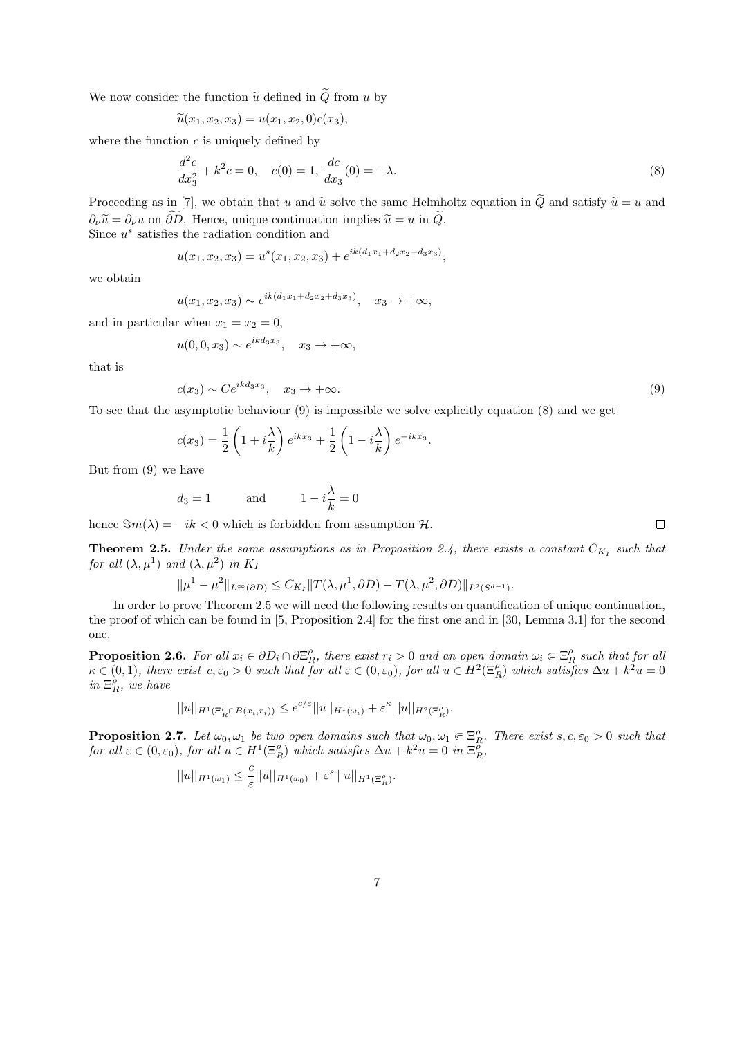We now consider the function $\widetilde{u}$ defined in $\widetilde{Q}$ from $u$ by

$$\widetilde{u}(x_1, x_2, x_3) = u(x_1, x_2, 0)c(x_3),$$

where the function $c$ is uniquely defined by

$$\frac{d^2c}{dx_3^2} + k^2 c = 0, \quad c(0) = 1, \; \frac{dc}{dx_3}(0) = -\lambda. \tag{8}$$

Proceeding as in [7], we obtain that $u$ and $\widetilde{u}$ solve the same Helmholtz equation in $\widetilde{Q}$ and satisfy $\widetilde{u} = u$ and $\partial_\nu \widetilde{u} = \partial_\nu u$ on $\widetilde{\partial D}$. Hence, unique continuation implies $\widetilde{u} = u$ in $\widetilde{Q}$.
Since $u^s$ satisfies the radiation condition and

$$u(x_1, x_2, x_3) = u^s(x_1, x_2, x_3) + e^{ik(d_1x_1 + d_2x_2 + d_3x_3)},$$

we obtain

$$u(x_1, x_2, x_3) \sim e^{ik(d_1x_1 + d_2x_2 + d_3x_3)}, \quad x_3 \to +\infty,$$

and in particular when $x_1 = x_2 = 0$,

$$u(0, 0, x_3) \sim e^{ikd_3x_3}, \quad x_3 \to +\infty,$$

that is

$$c(x_3) \sim Ce^{ikd_3x_3}, \quad x_3 \to +\infty. \tag{9}$$

To see that the asymptotic behaviour (9) is impossible we solve explicitly equation (8) and we get

$$c(x_3) = \frac{1}{2}\left(1 + i\frac{\lambda}{k}\right)e^{ikx_3} + \frac{1}{2}\left(1 - i\frac{\lambda}{k}\right)e^{-ikx_3}.$$

But from (9) we have

$$d_3 = 1 \qquad \text{and} \qquad 1 - i\frac{\lambda}{k} = 0$$

hence $\Im m(\lambda) = -ik < 0$ which is forbidden from assumption $\mathcal{H}$. ◻

**Theorem 2.5.** *Under the same assumptions as in Proposition 2.4, there exists a constant $C_{K_I}$ such that for all $(\lambda, \mu^1)$ and $(\lambda, \mu^2)$ in $K_I$*

$$\|\mu^1 - \mu^2\|_{L^\infty(\partial D)} \leq C_{K_I} \|T(\lambda, \mu^1, \partial D) - T(\lambda, \mu^2, \partial D)\|_{L^2(S^{d-1})}.$$

In order to prove Theorem 2.5 we will need the following results on quantification of unique continuation, the proof of which can be found in [5, Proposition 2.4] for the first one and in [30, Lemma 3.1] for the second one.

**Proposition 2.6.** *For all $x_i \in \partial D_i \cap \partial \Xi_R^\rho$, there exist $r_i > 0$ and an open domain $\omega_i \Subset \Xi_R^\rho$ such that for all $\kappa \in (0, 1)$, there exist $c, \varepsilon_0 > 0$ such that for all $\varepsilon \in (0, \varepsilon_0)$, for all $u \in H^2(\Xi_R^\rho)$ which satisfies $\Delta u + k^2 u = 0$ in $\Xi_R^\rho$, we have*

$$||u||_{H^1(\Xi_R^\rho \cap B(x_i, r_i))} \leq e^{c/\varepsilon} ||u||_{H^1(\omega_i)} + \varepsilon^\kappa \, ||u||_{H^2(\Xi_R^\rho)}.$$

**Proposition 2.7.** *Let $\omega_0, \omega_1$ be two open domains such that $\omega_0, \omega_1 \Subset \Xi_R^\rho$. There exist $s, c, \varepsilon_0 > 0$ such that for all $\varepsilon \in (0, \varepsilon_0)$, for all $u \in H^1(\Xi_R^\rho)$ which satisfies $\Delta u + k^2 u = 0$ in $\Xi_R^\rho$,*

$$||u||_{H^1(\omega_1)} \leq \frac{c}{\varepsilon} ||u||_{H^1(\omega_0)} + \varepsilon^s \, ||u||_{H^1(\Xi_R^\rho)}.$$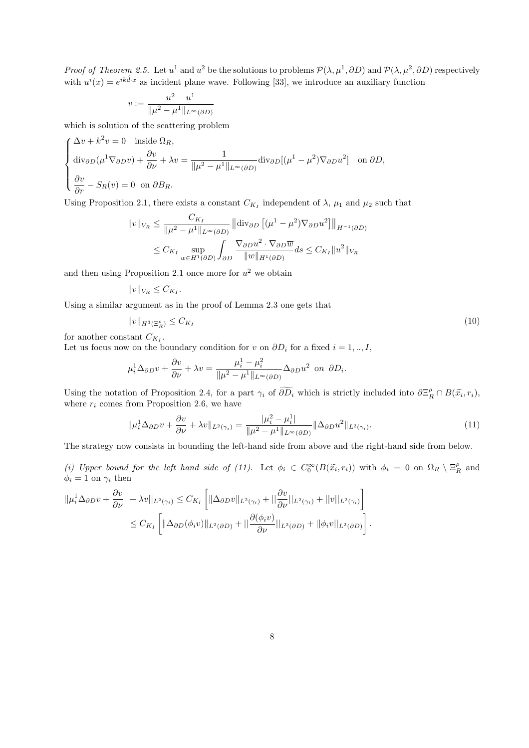*Proof of Theorem 2.5.* Let $u^1$ and $u^2$ be the solutions to problems $\mathcal{P}(\lambda, \mu^1, \partial D)$ and $\mathcal{P}(\lambda, \mu^2, \partial D)$ respectively with $u^i(x) = e^{ik\hat{d}\cdot x}$ as incident plane wave. Following [33], we introduce an auxiliary function

$$v := \frac{u^2 - u^1}{\|\mu^2 - \mu^1\|_{L^\infty(\partial D)}}$$

which is solution of the scattering problem

$$\begin{cases} \Delta v + k^2 v = 0 \quad \text{inside } \Omega_R, \\ \operatorname{div}_{\partial D}(\mu^1 \nabla_{\partial D} v) + \dfrac{\partial v}{\partial \nu} + \lambda v = \dfrac{1}{\|\mu^2 - \mu^1\|_{L^\infty(\partial D)}} \operatorname{div}_{\partial D}[(\mu^1 - \mu^2)\nabla_{\partial D} u^2] \quad \text{on } \partial D, \\ \dfrac{\partial v}{\partial r} - S_R(v) = 0 \;\; \text{on } \partial B_R. \end{cases}$$

Using Proposition 2.1, there exists a constant $C_{K_I}$ independent of $\lambda$, $\mu_1$ and $\mu_2$ such that

$$\begin{aligned} \|v\|_{V_R} &\leq \frac{C_{K_I}}{\|\mu^2 - \mu^1\|_{L^\infty(\partial D)}} \left\| \operatorname{div}_{\partial D}\left[(\mu^1 - \mu^2)\nabla_{\partial D} u^2\right]\right\|_{H^{-1}(\partial D)} \\ &\leq C_{K_I} \sup_{w \in H^1(\partial D)} \int_{\partial D} \frac{\nabla_{\partial D} u^2 \cdot \nabla_{\partial D}\overline{w}}{\|w\|_{H^1(\partial D)}} ds \leq C_{K_I} \|u^2\|_{V_R} \end{aligned}$$

and then using Proposition 2.1 once more for $u^2$ we obtain

$$\|v\|_{V_R} \leq C_{K_I}.$$

Using a similar argument as in the proof of Lemma 2.3 one gets that

$$\|v\|_{H^3(\Xi_R^\rho)} \leq C_{K_I} \tag{10}$$

for another constant $C_{K_I}$.
Let us focus now on the boundary condition for $v$ on $\partial D_i$ for a fixed $i = 1, .., I$,

$$\mu_i^1 \Delta_{\partial D} v + \frac{\partial v}{\partial \nu} + \lambda v = \frac{\mu_i^1 - \mu_i^2}{\|\mu^2 - \mu^1\|_{L^\infty(\partial D)}} \Delta_{\partial D} u^2 \;\; on \;\; \partial D_i.$$

Using the notation of Proposition 2.4, for a part $\gamma_i$ of $\widetilde{\partial D_i}$ which is strictly included into $\partial \Xi_R^\rho \cap B(\widetilde{x}_i, r_i)$, where $r_i$ comes from Proposition 2.6, we have

$$\|\mu_i^1 \Delta_{\partial D} v + \frac{\partial v}{\partial \nu} + \lambda v\|_{L^2(\gamma_i)} = \frac{|\mu_i^2 - \mu_i^1|}{\|\mu^2 - \mu^1\|_{L^\infty(\partial D)}} \|\Delta_{\partial D} u^2\|_{L^2(\gamma_i)}. \tag{11}$$

The strategy now consists in bounding the left-hand side from above and the right-hand side from below.

*(i) Upper bound for the left–hand side of (11).* Let $\phi_i \in C_0^\infty(B(\widetilde{x}_i, r_i))$ with $\phi_i = 0$ on $\overline{\Omega_R} \setminus \Xi_R^\rho$ and $\phi_i = 1$ on $\gamma_i$ then

$$\begin{aligned} ||\mu_i^1 \Delta_{\partial D} v + \frac{\partial v}{\partial \nu} + \lambda v||_{L^2(\gamma_i)} &\leq C_{K_I} \left[ \|\Delta_{\partial D} v\|_{L^2(\gamma_i)} + ||\frac{\partial v}{\partial \nu}||_{L^2(\gamma_i)} + ||v||_{L^2(\gamma_i)} \right] \\ &\leq C_{K_I} \left[ \|\Delta_{\partial D}(\phi_i v)\|_{L^2(\partial D)} + ||\frac{\partial (\phi_i v)}{\partial \nu}||_{L^2(\partial D)} + ||\phi_i v||_{L^2(\partial D)} \right]. \end{aligned}$$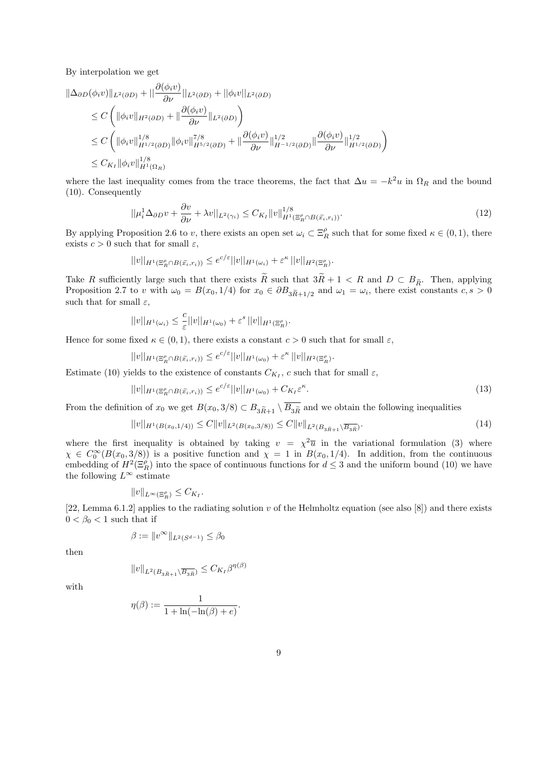By interpolation we get

$$
\begin{aligned}
&\|\Delta_{\partial D}(\phi_i v)\|_{L^2(\partial D)} + ||\frac{\partial(\phi_i v)}{\partial \nu}||_{L^2(\partial D)} + ||\phi_i v||_{L^2(\partial D)} \\
&\leq C\left(\|\phi_i v\|_{H^2(\partial D)} + \|\frac{\partial(\phi_i v)}{\partial \nu}\|_{L^2(\partial D)}\right) \\
&\leq C\left(\|\phi_i v\|_{H^{1/2}(\partial D)}^{1/8}\|\phi_i v\|_{H^{5/2}(\partial D)}^{7/8} + \|\frac{\partial(\phi_i v)}{\partial \nu}\|_{H^{-1/2}(\partial D)}^{1/2}\|\frac{\partial(\phi_i v)}{\partial \nu}\|_{H^{1/2}(\partial D)}^{1/2}\right) \\
&\leq C_{K_I}\|\phi_i v\|_{H^1(\Omega_R)}^{1/8}
\end{aligned}
$$

where the last inequality comes from the trace theorems, the fact that $\Delta u = -k^2 u$ in $\Omega_R$ and the bound (10). Consequently

$$
||\mu_i^1 \Delta_{\partial D} v + \frac{\partial v}{\partial \nu} + \lambda v||_{L^2(\gamma_i)} \leq C_{K_I}\|v\|_{H^1(\Xi_R^\rho \cap B(\widetilde{x}_i, r_i))}^{1/8}. \tag{12}
$$

By applying Proposition 2.6 to $v$, there exists an open set $\omega_i \subset \Xi_R^\rho$ such that for some fixed $\kappa \in (0,1)$, there exists $c > 0$ such that for small $\varepsilon$,

$$
||v||_{H^1(\Xi_R^\rho \cap B(\widetilde{x}_i, r_i))} \leq e^{c/\varepsilon}||v||_{H^1(\omega_i)} + \varepsilon^\kappa\, ||v||_{H^2(\Xi_R^\rho)}.
$$

Take $R$ sufficiently large such that there exists $\widetilde{R}$ such that $3\widetilde{R}+1 < R$ and $D \subset B_{\widetilde{R}}$. Then, applying Proposition 2.7 to $v$ with $\omega_0 = B(x_0, 1/4)$ for $x_0 \in \partial B_{3\widetilde{R}+1/2}$ and $\omega_1 = \omega_i$, there exist constants $c, s > 0$ such that for small $\varepsilon$,

$$
||v||_{H^1(\omega_i)} \leq \frac{c}{\varepsilon}||v||_{H^1(\omega_0)} + \varepsilon^s\, ||v||_{H^1(\Xi_R^\rho)}.
$$

Hence for some fixed $\kappa \in (0,1)$, there exists a constant $c > 0$ such that for small $\varepsilon$,

$$
||v||_{H^1(\Xi_R^\rho \cap B(\widetilde{x}_i, r_i))} \leq e^{c/\varepsilon}||v||_{H^1(\omega_0)} + \varepsilon^\kappa\, ||v||_{H^2(\Xi_R^\rho)}.
$$

Estimate (10) yields to the existence of constants $C_{K_I}$, $c$ such that for small $\varepsilon$,

$$
||v||_{H^1(\Xi_R^\rho \cap B(\widetilde{x}_i, r_i))} \leq e^{c/\varepsilon}||v||_{H^1(\omega_0)} + C_{K_I}\varepsilon^\kappa. \tag{13}
$$

From the definition of $x_0$ we get $B(x_0, 3/8) \subset B_{3\widetilde{R}+1} \setminus \overline{B_{3\widetilde{R}}}$ and we obtain the following inequalities

$$
||v||_{H^1(B(x_0,1/4))} \leq C\|v\|_{L^2(B(x_0,3/8))} \leq C\|v\|_{L^2(B_{3\widetilde{R}+1}\setminus \overline{B_{3\widetilde{R}}})}. \tag{14}
$$

where the first inequality is obtained by taking $v = \chi^2 \overline{u}$ in the variational formulation (3) where $\chi \in C_0^\infty(B(x_0, 3/8))$ is a positive function and $\chi = 1$ in $B(x_0, 1/4)$. In addition, from the continuous embedding of $H^2(\Xi_R^\rho)$ into the space of continuous functions for $d \leq 3$ and the uniform bound (10) we have the following $L^\infty$ estimate

$$
\|v\|_{L^\infty(\Xi_R^\rho)} \leq C_{K_I}.
$$

[22, Lemma 6.1.2] applies to the radiating solution $v$ of the Helmholtz equation (see also [8]) and there exists $0 < \beta_0 < 1$ such that if

$$
\beta := \|v^\infty\|_{L^2(S^{d-1})} \leq \beta_0
$$

then

$$
\|v\|_{L^2(B_{3\widetilde{R}+1}\setminus \overline{B_{3\widetilde{R}}})} \leq C_{K_I}\beta^{\eta(\beta)}
$$

with

$$
\eta(\beta) := \frac{1}{1 + \ln(-\ln(\beta) + e)}.
$$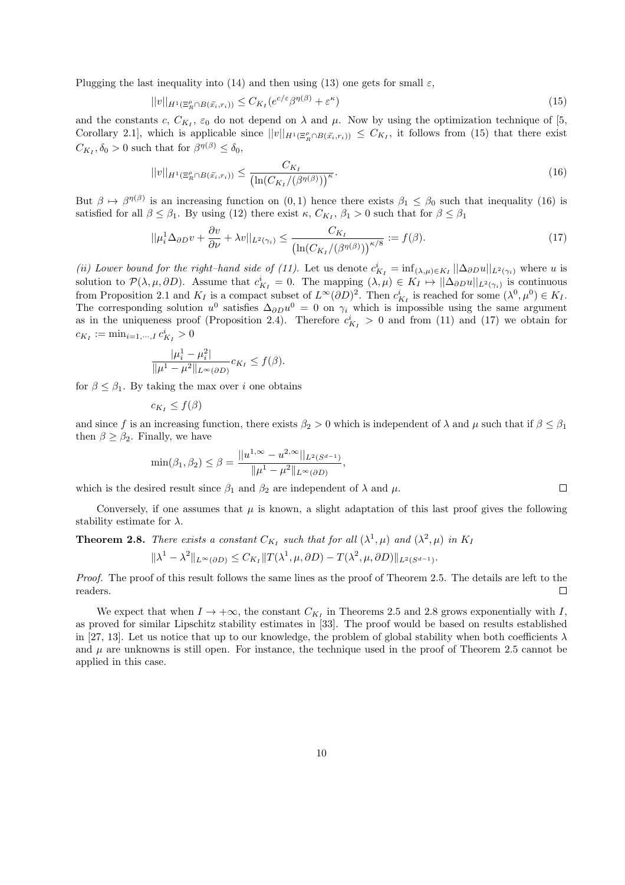Plugging the last inequality into (14) and then using (13) one gets for small $\varepsilon$,

$$||v||_{H^1(\Xi_R^\rho \cap B(\widetilde{x_i}, r_i))} \leq C_{K_I}(e^{c/\varepsilon}\beta^{\eta(\beta)} + \varepsilon^\kappa) \tag{15}$$

and the constants $c$, $C_{K_I}$, $\varepsilon_0$ do not depend on $\lambda$ and $\mu$. Now by using the optimization technique of [5, Corollary 2.1], which is applicable since $||v||_{H^1(\Xi_R^\rho \cap B(\widetilde{x_i}, r_i))} \leq C_{K_I}$, it follows from (15) that there exist $C_{K_I}, \delta_0 > 0$ such that for $\beta^{\eta(\beta)} \leq \delta_0$,

$$||v||_{H^1(\Xi_R^\rho \cap B(\widetilde{x_i}, r_i))} \leq \frac{C_{K_I}}{\left(\ln(C_{K_I}/(\beta^{\eta(\beta)})\right)^\kappa}. \tag{16}$$

But $\beta \mapsto \beta^{\eta(\beta)}$ is an increasing function on $(0,1)$ hence there exists $\beta_1 \leq \beta_0$ such that inequality (16) is satisfied for all $\beta \leq \beta_1$. By using (12) there exist $\kappa$, $C_{K_I}$, $\beta_1 > 0$ such that for $\beta \leq \beta_1$

$$||\mu_i^1 \Delta_{\partial D} v + \frac{\partial v}{\partial \nu} + \lambda v||_{L^2(\gamma_i)} \leq \frac{C_{K_I}}{\left(\ln(C_{K_I}/(\beta^{\eta(\beta)})\right)^{\kappa/8}} := f(\beta). \tag{17}$$

*(ii) Lower bound for the right–hand side of (11).* Let us denote $c_{K_I}^i = \inf_{(\lambda,\mu)\in K_I} ||\Delta_{\partial D} u||_{L^2(\gamma_i)}$ where $u$ is solution to $\mathcal{P}(\lambda, \mu, \partial D)$. Assume that $c_{K_I}^i = 0$. The mapping $(\lambda, \mu) \in K_I \mapsto ||\Delta_{\partial D} u||_{L^2(\gamma_i)}$ is continuous from Proposition 2.1 and $K_I$ is a compact subset of $L^\infty(\partial D)^2$. Then $c_{K_I}^i$ is reached for some $(\lambda^0, \mu^0) \in K_I$. The corresponding solution $u^0$ satisfies $\Delta_{\partial D} u^0 = 0$ on $\gamma_i$ which is impossible using the same argument as in the uniqueness proof (Proposition 2.4). Therefore $c_{K_I}^i > 0$ and from (11) and (17) we obtain for $c_{K_I} := \min_{i=1,\cdots,I} c_{K_I}^i > 0$

$$\frac{|\mu_i^1 - \mu_i^2|}{\|\mu^1 - \mu^2\|_{L^\infty(\partial D)}} c_{K_I} \leq f(\beta).$$

for $\beta \leq \beta_1$. By taking the max over $i$ one obtains

$$c_{K_I} \leq f(\beta)$$

and since $f$ is an increasing function, there exists $\beta_2 > 0$ which is independent of $\lambda$ and $\mu$ such that if $\beta \leq \beta_1$ then $\beta \geq \beta_2$. Finally, we have

$$\min(\beta_1, \beta_2) \leq \beta = \frac{||u^{1,\infty} - u^{2,\infty}||_{L^2(S^{d-1})}}{\|\mu^1 - \mu^2\|_{L^\infty(\partial D)}},$$

which is the desired result since $\beta_1$ and $\beta_2$ are independent of $\lambda$ and $\mu$. ☐

Conversely, if one assumes that $\mu$ is known, a slight adaptation of this last proof gives the following stability estimate for $\lambda$.

**Theorem 2.8.** *There exists a constant $C_{K_I}$ such that for all $(\lambda^1, \mu)$ and $(\lambda^2, \mu)$ in $K_I$*

$$\|\lambda^1 - \lambda^2\|_{L^\infty(\partial D)} \leq C_{K_I} \|T(\lambda^1, \mu, \partial D) - T(\lambda^2, \mu, \partial D)\|_{L^2(S^{d-1})}.$$

*Proof.* The proof of this result follows the same lines as the proof of Theorem 2.5. The details are left to the readers. ☐

We expect that when $I \to +\infty$, the constant $C_{K_I}$ in Theorems 2.5 and 2.8 grows exponentially with $I$, as proved for similar Lipschitz stability estimates in [33]. The proof would be based on results established in [27, 13]. Let us notice that up to our knowledge, the problem of global stability when both coefficients $\lambda$ and $\mu$ are unknowns is still open. For instance, the technique used in the proof of Theorem 2.5 cannot be applied in this case.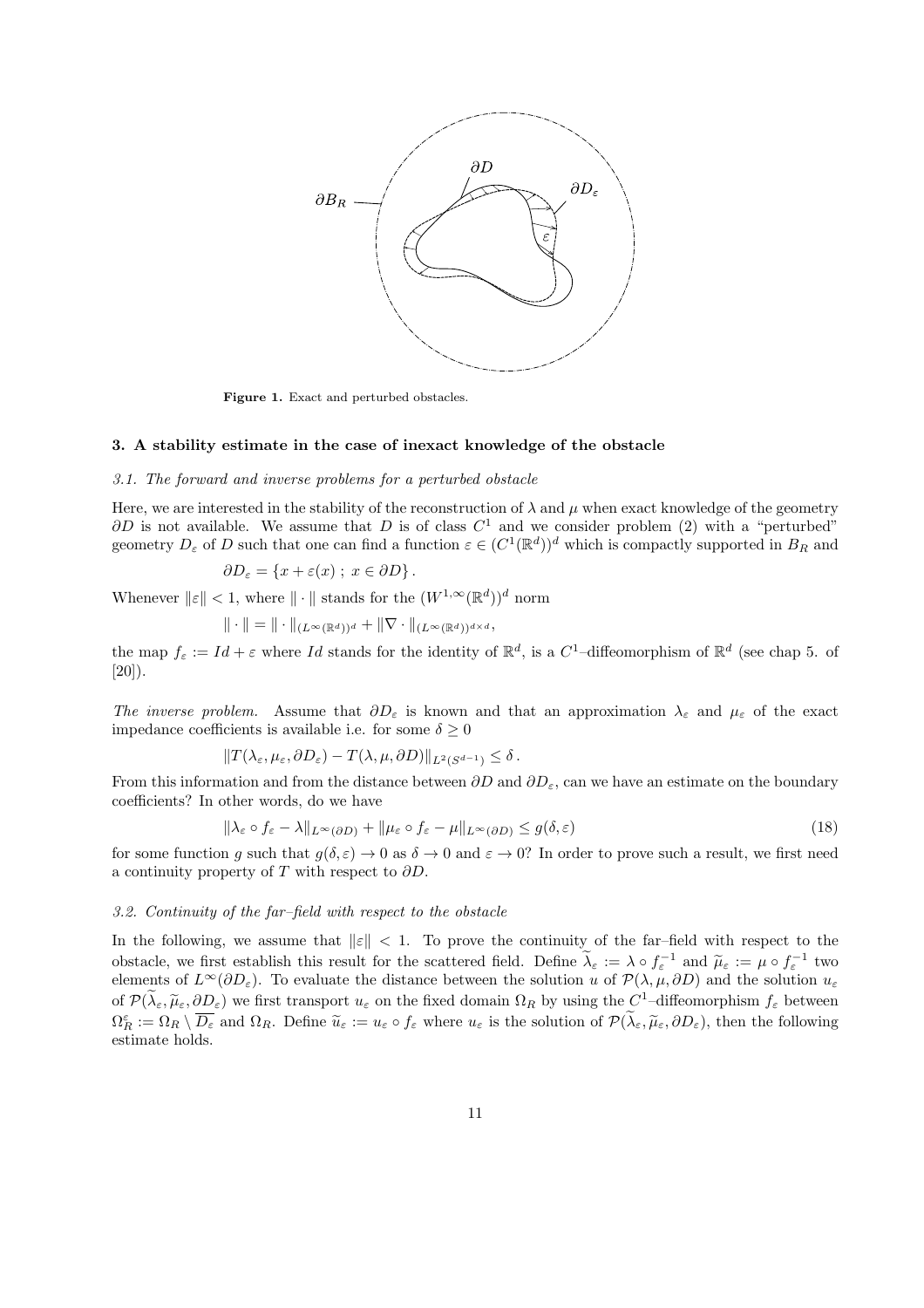**Figure 1.** Exact and perturbed obstacles.

### 3. A stability estimate in the case of inexact knowledge of the obstacle

#### *3.1. The forward and inverse problems for a perturbed obstacle*

Here, we are interested in the stability of the reconstruction of $\lambda$ and $\mu$ when exact knowledge of the geometry $\partial D$ is not available. We assume that $D$ is of class $C^1$ and we consider problem (2) with a "perturbed" geometry $D_\varepsilon$ of $D$ such that one can find a function $\varepsilon \in (C^1(\mathbb{R}^d))^d$ which is compactly supported in $B_R$ and

$$\partial D_\varepsilon = \{x + \varepsilon(x)\,;\, x \in \partial D\}\,.$$

Whenever $\|\varepsilon\| < 1$, where $\|\cdot\|$ stands for the $(W^{1,\infty}(\mathbb{R}^d))^d$ norm

$$\|\cdot\| = \|\cdot\|_{(L^\infty(\mathbb{R}^d))^d} + \|\nabla\cdot\|_{(L^\infty(\mathbb{R}^d))^{d\times d}},$$

the map $f_\varepsilon := Id + \varepsilon$ where $Id$ stands for the identity of $\mathbb{R}^d$, is a $C^1$–diffeomorphism of $\mathbb{R}^d$ (see chap 5. of [20]).

*The inverse problem.* Assume that $\partial D_\varepsilon$ is known and that an approximation $\lambda_\varepsilon$ and $\mu_\varepsilon$ of the exact impedance coefficients is available i.e. for some $\delta \geq 0$

$$\|T(\lambda_\varepsilon, \mu_\varepsilon, \partial D_\varepsilon) - T(\lambda, \mu, \partial D)\|_{L^2(S^{d-1})} \leq \delta\,.$$

From this information and from the distance between $\partial D$ and $\partial D_\varepsilon$, can we have an estimate on the boundary coefficients? In other words, do we have

$$\|\lambda_\varepsilon \circ f_\varepsilon - \lambda\|_{L^\infty(\partial D)} + \|\mu_\varepsilon \circ f_\varepsilon - \mu\|_{L^\infty(\partial D)} \leq g(\delta, \varepsilon) \tag{18}$$

for some function $g$ such that $g(\delta, \varepsilon) \to 0$ as $\delta \to 0$ and $\varepsilon \to 0$? In order to prove such a result, we first need a continuity property of $T$ with respect to $\partial D$.

#### *3.2. Continuity of the far–field with respect to the obstacle*

In the following, we assume that $\|\varepsilon\| < 1$. To prove the continuity of the far–field with respect to the obstacle, we first establish this result for the scattered field. Define $\widetilde{\lambda}_\varepsilon := \lambda \circ f_\varepsilon^{-1}$ and $\widetilde{\mu}_\varepsilon := \mu \circ f_\varepsilon^{-1}$ two elements of $L^\infty(\partial D_\varepsilon)$. To evaluate the distance between the solution $u$ of $\mathcal{P}(\lambda, \mu, \partial D)$ and the solution $u_\varepsilon$ of $\mathcal{P}(\widetilde{\lambda}_\varepsilon, \widetilde{\mu}_\varepsilon, \partial D_\varepsilon)$ we first transport $u_\varepsilon$ on the fixed domain $\Omega_R$ by using the $C^1$–diffeomorphism $f_\varepsilon$ between $\Omega_R^\varepsilon := \Omega_R \setminus \overline{D_\varepsilon}$ and $\Omega_R$. Define $\widetilde{u}_\varepsilon := u_\varepsilon \circ f_\varepsilon$ where $u_\varepsilon$ is the solution of $\mathcal{P}(\widetilde{\lambda}_\varepsilon, \widetilde{\mu}_\varepsilon, \partial D_\varepsilon)$, then the following estimate holds.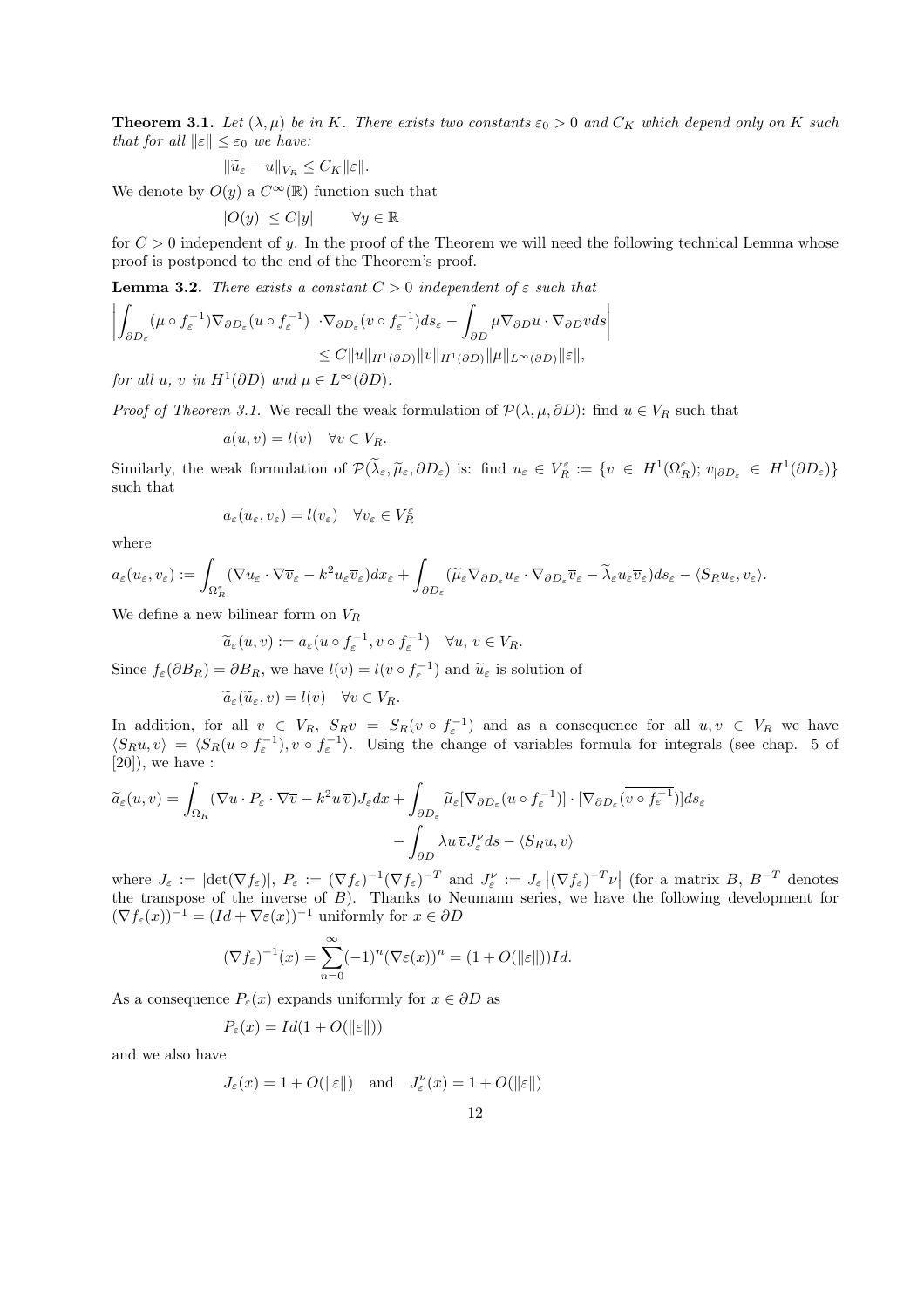**Theorem 3.1.** *Let $(\lambda, \mu)$ be in $K$. There exists two constants $\varepsilon_0 > 0$ and $C_K$ which depend only on $K$ such that for all $\|\varepsilon\| \leq \varepsilon_0$ we have:*

$$\|\widetilde{u}_\varepsilon - u\|_{V_R} \leq C_K \|\varepsilon\|.$$

We denote by $O(y)$ a $C^\infty(\mathbb{R})$ function such that

$$|O(y)| \leq C|y| \qquad \forall y \in \mathbb{R}$$

for $C > 0$ independent of $y$. In the proof of the Theorem we will need the following technical Lemma whose proof is postponed to the end of the Theorem's proof.

**Lemma 3.2.** *There exists a constant $C > 0$ independent of $\varepsilon$ such that*

$$\left| \int_{\partial D_\varepsilon} (\mu \circ f_\varepsilon^{-1}) \nabla_{\partial D_\varepsilon}(u \circ f_\varepsilon^{-1}) \cdot \nabla_{\partial D_\varepsilon}(v \circ f_\varepsilon^{-1}) ds_\varepsilon - \int_{\partial D} \mu \nabla_{\partial D} u \cdot \nabla_{\partial D} v ds \right|$$
$$\leq C \|u\|_{H^1(\partial D)} \|v\|_{H^1(\partial D)} \|\mu\|_{L^\infty(\partial D)} \|\varepsilon\|,$$

*for all $u$, $v$ in $H^1(\partial D)$ and $\mu \in L^\infty(\partial D)$.*

*Proof of Theorem 3.1.* We recall the weak formulation of $\mathcal{P}(\lambda, \mu, \partial D)$: find $u \in V_R$ such that

$$a(u, v) = l(v) \quad \forall v \in V_R.$$

Similarly, the weak formulation of $\mathcal{P}(\widetilde{\lambda}_\varepsilon, \widetilde{\mu}_\varepsilon, \partial D_\varepsilon)$ is: find $u_\varepsilon \in V_R^\varepsilon := \{v \in H^1(\Omega_R^\varepsilon);\, v_{|\partial D_\varepsilon} \in H^1(\partial D_\varepsilon)\}$ such that

$$a_\varepsilon(u_\varepsilon, v_\varepsilon) = l(v_\varepsilon) \quad \forall v_\varepsilon \in V_R^\varepsilon$$

where

$$a_\varepsilon(u_\varepsilon, v_\varepsilon) := \int_{\Omega_R^\varepsilon} (\nabla u_\varepsilon \cdot \nabla \overline{v}_\varepsilon - k^2 u_\varepsilon \overline{v}_\varepsilon) dx_\varepsilon + \int_{\partial D_\varepsilon} (\widetilde{\mu}_\varepsilon \nabla_{\partial D_\varepsilon} u_\varepsilon \cdot \nabla_{\partial D_\varepsilon} \overline{v}_\varepsilon - \widetilde{\lambda}_\varepsilon u_\varepsilon \overline{v}_\varepsilon) ds_\varepsilon - \langle S_R u_\varepsilon, v_\varepsilon \rangle.$$

We define a new bilinear form on $V_R$

$$\widetilde{a}_\varepsilon(u, v) := a_\varepsilon(u \circ f_\varepsilon^{-1}, v \circ f_\varepsilon^{-1}) \quad \forall u,\, v \in V_R.$$

Since $f_\varepsilon(\partial B_R) = \partial B_R$, we have $l(v) = l(v \circ f_\varepsilon^{-1})$ and $\widetilde{u}_\varepsilon$ is solution of

$$\widetilde{a}_\varepsilon(\widetilde{u}_\varepsilon, v) = l(v) \quad \forall v \in V_R.$$

In addition, for all $v \in V_R$, $S_R v = S_R(v \circ f_\varepsilon^{-1})$ and as a consequence for all $u, v \in V_R$ we have $\langle S_R u, v \rangle = \langle S_R(u \circ f_\varepsilon^{-1}), v \circ f_\varepsilon^{-1} \rangle$. Using the change of variables formula for integrals (see chap. 5 of [20]), we have :

$$\widetilde{a}_\varepsilon(u, v) = \int_{\Omega_R} (\nabla u \cdot P_\varepsilon \cdot \nabla \overline{v} - k^2 u\, \overline{v}) J_\varepsilon dx + \int_{\partial D_\varepsilon} \widetilde{\mu}_\varepsilon [\nabla_{\partial D_\varepsilon}(u \circ f_\varepsilon^{-1})] \cdot [\nabla_{\partial D_\varepsilon} \overline{(v \circ f_\varepsilon^{-1})}] ds_\varepsilon$$
$$- \int_{\partial D} \lambda u\, \overline{v} J_\varepsilon^\nu ds - \langle S_R u, v \rangle$$

where $J_\varepsilon := |\det(\nabla f_\varepsilon)|$, $P_\varepsilon := (\nabla f_\varepsilon)^{-1} (\nabla f_\varepsilon)^{-T}$ and $J_\varepsilon^\nu := J_\varepsilon \left|(\nabla f_\varepsilon)^{-T} \nu\right|$ (for a matrix $B$, $B^{-T}$ denotes the transpose of the inverse of $B$). Thanks to Neumann series, we have the following development for $(\nabla f_\varepsilon(x))^{-1} = (Id + \nabla \varepsilon(x))^{-1}$ uniformly for $x \in \partial D$

$$(\nabla f_\varepsilon)^{-1}(x) = \sum_{n=0}^{\infty} (-1)^n (\nabla \varepsilon(x))^n = (1 + O(\|\varepsilon\|)) Id.$$

As a consequence $P_\varepsilon(x)$ expands uniformly for $x \in \partial D$ as

$$P_\varepsilon(x) = Id(1 + O(\|\varepsilon\|))$$

and we also have

$$J_\varepsilon(x) = 1 + O(\|\varepsilon\|) \quad \text{and} \quad J_\varepsilon^\nu(x) = 1 + O(\|\varepsilon\|)$$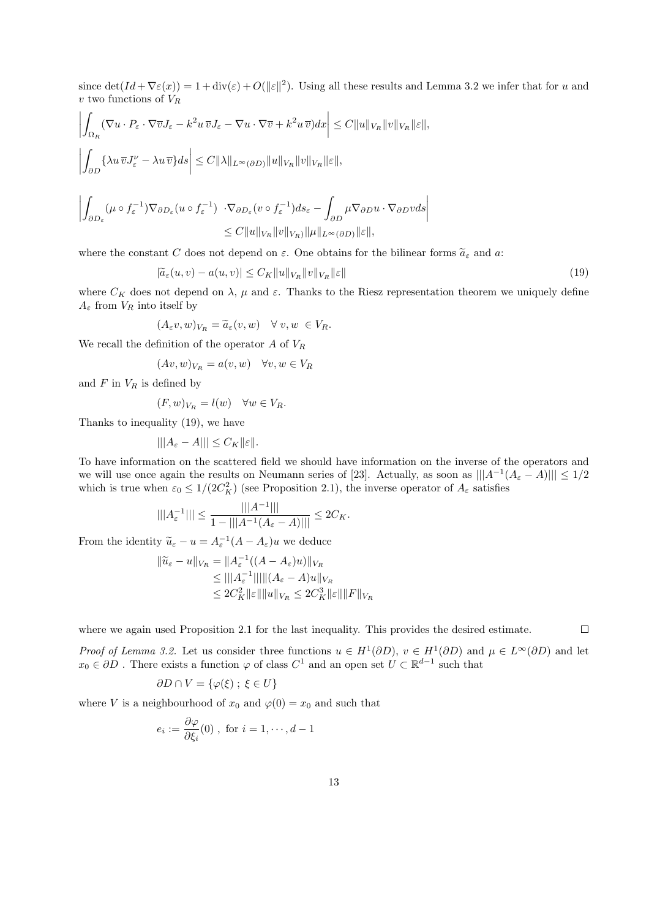since $\det(Id+\nabla\varepsilon(x)) = 1+\mathrm{div}(\varepsilon)+O(\|\varepsilon\|^2)$. Using all these results and Lemma 3.2 we infer that for $u$ and $v$ two functions of $V_R$

$$\left|\int_{\Omega_R} (\nabla u \cdot P_\varepsilon \cdot \nabla \overline{v} J_\varepsilon - k^2 u\,\overline{v} J_\varepsilon - \nabla u\cdot\nabla\overline{v} + k^2 u\,\overline{v})dx\right| \leq C\|u\|_{V_R}\|v\|_{V_R}\|\varepsilon\|,$$

$$\left|\int_{\partial D}\{\lambda u\,\overline{v} J^\nu_\varepsilon - \lambda u\,\overline{v}\}ds\right| \leq C\|\lambda\|_{L^\infty(\partial D)}\|u\|_{V_R}\|v\|_{V_R}\|\varepsilon\|,$$

$$\left|\int_{\partial D_\varepsilon}(\mu\circ f_\varepsilon^{-1})\nabla_{\partial D_\varepsilon}(u\circ f_\varepsilon^{-1})\ \cdot\nabla_{\partial D_\varepsilon}(v\circ f_\varepsilon^{-1})ds_\varepsilon - \int_{\partial D}\mu\nabla_{\partial D}u\cdot\nabla_{\partial D}v ds\right|$$
$$\leq C\|u\|_{V_R}\|v\|_{V_R})\|\mu\|_{L^\infty(\partial D)}\|\varepsilon\|,$$

where the constant $C$ does not depend on $\varepsilon$. One obtains for the bilinear forms $\widetilde{a}_\varepsilon$ and $a$:

$$|\widetilde{a}_\varepsilon(u,v) - a(u,v)| \leq C_K\|u\|_{V_R}\|v\|_{V_R}\|\varepsilon\| \tag{19}$$

where $C_K$ does not depend on $\lambda$, $\mu$ and $\varepsilon$. Thanks to the Riesz representation theorem we uniquely define $A_\varepsilon$ from $V_R$ into itself by

$$(A_\varepsilon v, w)_{V_R} = \widetilde{a}_\varepsilon(v,w) \quad \forall\ v,w\ \in V_R.$$

We recall the definition of the operator $A$ of $V_R$

$$(Av,w)_{V_R} = a(v,w) \quad \forall v,w\in V_R$$

and $F$ in $V_R$ is defined by

$$(F,w)_{V_R} = l(w) \quad \forall w\in V_R.$$

Thanks to inequality (19), we have

$$|||A_\varepsilon - A||| \leq C_K\|\varepsilon\|.$$

To have information on the scattered field we should have information on the inverse of the operators and we will use once again the results on Neumann series of [23]. Actually, as soon as $|||A^{-1}(A_\varepsilon - A)||| \leq 1/2$ which is true when $\varepsilon_0 \leq 1/(2C_K^2)$ (see Proposition 2.1), the inverse operator of $A_\varepsilon$ satisfies

$$|||A_\varepsilon^{-1}||| \leq \frac{|||A^{-1}|||}{1-|||A^{-1}(A_\varepsilon - A)|||} \leq 2C_K.$$

From the identity $\widetilde{u}_\varepsilon - u = A_\varepsilon^{-1}(A-A_\varepsilon)u$ we deduce

$$\begin{aligned}\|\widetilde{u}_\varepsilon - u\|_{V_R} &= \|A_\varepsilon^{-1}((A-A_\varepsilon)u)\|_{V_R}\\ &\leq |||A_\varepsilon^{-1}|||\|(A_\varepsilon - A)u\|_{V_R}\\ &\leq 2C_K^2\|\varepsilon\|\|u\|_{V_R} \leq 2C_K^3\|\varepsilon\|\|F\|_{V_R}\end{aligned}$$

where we again used Proposition 2.1 for the last inequality. This provides the desired estimate. $\square$

*Proof of Lemma 3.2.* Let us consider three functions $u\in H^1(\partial D)$, $v\in H^1(\partial D)$ and $\mu\in L^\infty(\partial D)$ and let $x_0\in\partial D$ . There exists a function $\varphi$ of class $C^1$ and an open set $U\subset\mathbb{R}^{d-1}$ such that

$$\partial D\cap V = \{\varphi(\xi)\ ;\ \xi\in U\}$$

where $V$ is a neighbourhood of $x_0$ and $\varphi(0) = x_0$ and such that

$$e_i := \frac{\partial\varphi}{\partial\xi_i}(0)\ ,\ \text{for } i = 1,\cdots,d-1$$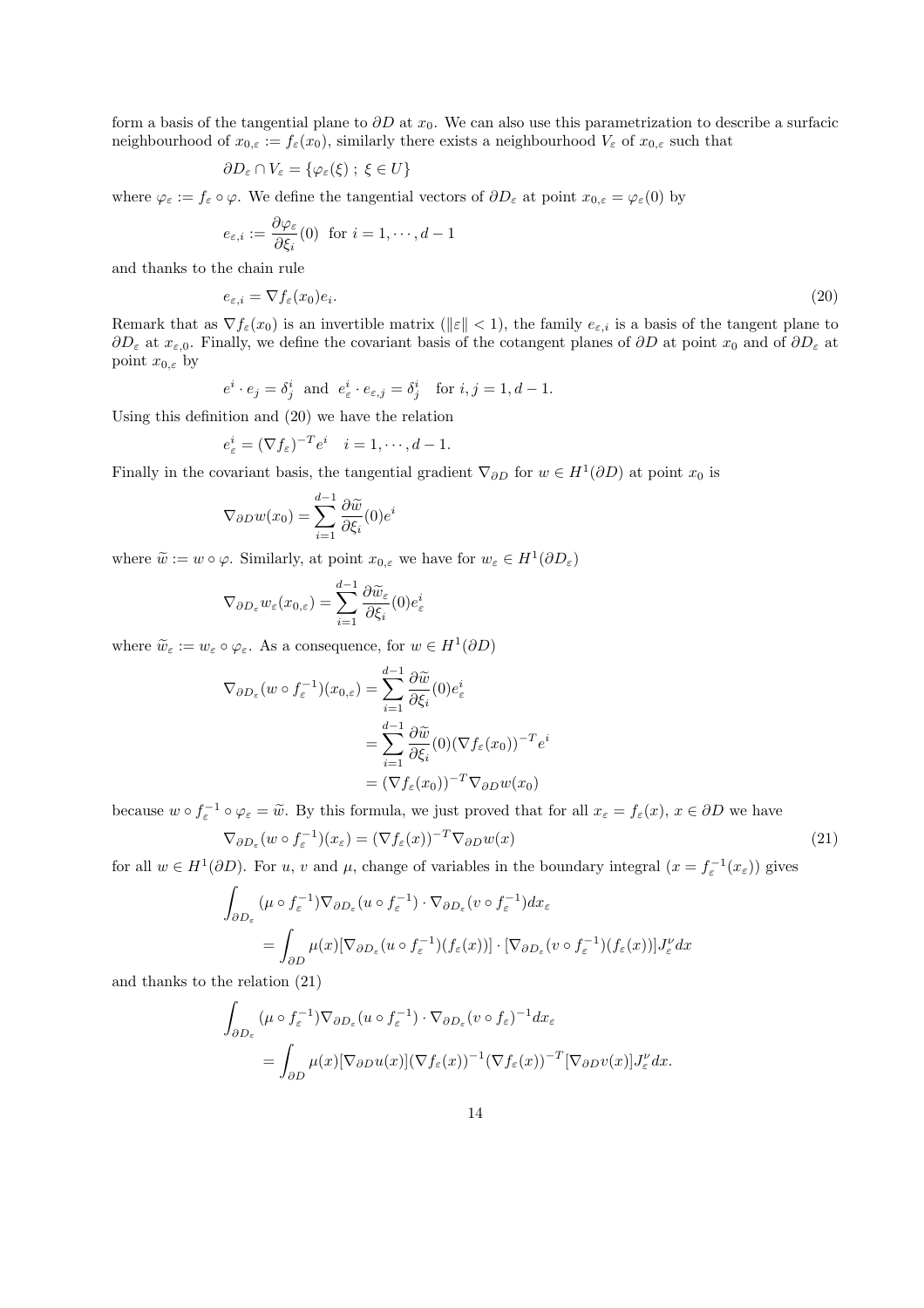form a basis of the tangential plane to $\partial D$ at $x_0$. We can also use this parametrization to describe a surfacic neighbourhood of $x_{0,\varepsilon} := f_\varepsilon(x_0)$, similarly there exists a neighbourhood $V_\varepsilon$ of $x_{0,\varepsilon}$ such that

$$\partial D_\varepsilon \cap V_\varepsilon = \{\varphi_\varepsilon(\xi) \; ; \; \xi \in U\}$$

where $\varphi_\varepsilon := f_\varepsilon \circ \varphi$. We define the tangential vectors of $\partial D_\varepsilon$ at point $x_{0,\varepsilon} = \varphi_\varepsilon(0)$ by

$$e_{\varepsilon,i} := \frac{\partial \varphi_\varepsilon}{\partial \xi_i}(0) \;\; \text{for } i = 1, \cdots, d-1$$

and thanks to the chain rule

$$e_{\varepsilon,i} = \nabla f_\varepsilon(x_0) e_i. \tag{20}$$

Remark that as $\nabla f_\varepsilon(x_0)$ is an invertible matrix ($\|\varepsilon\| < 1$), the family $e_{\varepsilon,i}$ is a basis of the tangent plane to $\partial D_\varepsilon$ at $x_{\varepsilon,0}$. Finally, we define the covariant basis of the cotangent planes of $\partial D$ at point $x_0$ and of $\partial D_\varepsilon$ at point $x_{0,\varepsilon}$ by

$$e^i \cdot e_j = \delta^i_j \;\; \text{and} \;\; e^i_\varepsilon \cdot e_{\varepsilon,j} = \delta^i_j \quad \text{for } i, j = 1, d-1.$$

Using this definition and (20) we have the relation

$$e^i_\varepsilon = (\nabla f_\varepsilon)^{-T} e^i \quad i = 1, \cdots, d-1.$$

Finally in the covariant basis, the tangential gradient $\nabla_{\partial D}$ for $w \in H^1(\partial D)$ at point $x_0$ is

$$\nabla_{\partial D} w(x_0) = \sum_{i=1}^{d-1} \frac{\partial \widetilde{w}}{\partial \xi_i}(0) e^i$$

where $\widetilde{w} := w \circ \varphi$. Similarly, at point $x_{0,\varepsilon}$ we have for $w_\varepsilon \in H^1(\partial D_\varepsilon)$

$$\nabla_{\partial D_\varepsilon} w_\varepsilon(x_{0,\varepsilon}) = \sum_{i=1}^{d-1} \frac{\partial \widetilde{w}_\varepsilon}{\partial \xi_i}(0) e^i_\varepsilon$$

where $\widetilde{w}_\varepsilon := w_\varepsilon \circ \varphi_\varepsilon$. As a consequence, for $w \in H^1(\partial D)$

$$\begin{aligned}
\nabla_{\partial D_\varepsilon}(w \circ f_\varepsilon^{-1})(x_{0,\varepsilon}) &= \sum_{i=1}^{d-1} \frac{\partial \widetilde{w}}{\partial \xi_i}(0) e^i_\varepsilon \\
&= \sum_{i=1}^{d-1} \frac{\partial \widetilde{w}}{\partial \xi_i}(0) (\nabla f_\varepsilon(x_0))^{-T} e^i \\
&= (\nabla f_\varepsilon(x_0))^{-T} \nabla_{\partial D} w(x_0)
\end{aligned}$$

because $w \circ f_\varepsilon^{-1} \circ \varphi_\varepsilon = \widetilde{w}$. By this formula, we just proved that for all $x_\varepsilon = f_\varepsilon(x)$, $x \in \partial D$ we have

$$\nabla_{\partial D_\varepsilon}(w \circ f_\varepsilon^{-1})(x_\varepsilon) = (\nabla f_\varepsilon(x))^{-T} \nabla_{\partial D} w(x) \tag{21}$$

for all $w \in H^1(\partial D)$. For $u$, $v$ and $\mu$, change of variables in the boundary integral ($x = f_\varepsilon^{-1}(x_\varepsilon)$) gives

$$\begin{aligned}
&\int_{\partial D_\varepsilon} (\mu \circ f_\varepsilon^{-1}) \nabla_{\partial D_\varepsilon}(u \circ f_\varepsilon^{-1}) \cdot \nabla_{\partial D_\varepsilon}(v \circ f_\varepsilon^{-1}) dx_\varepsilon \\
&\qquad = \int_{\partial D} \mu(x) [\nabla_{\partial D_\varepsilon}(u \circ f_\varepsilon^{-1})(f_\varepsilon(x))] \cdot [\nabla_{\partial D_\varepsilon}(v \circ f_\varepsilon^{-1})(f_\varepsilon(x))] J^\nu_\varepsilon dx
\end{aligned}$$

and thanks to the relation (21)

$$\begin{aligned}
&\int_{\partial D_\varepsilon} (\mu \circ f_\varepsilon^{-1}) \nabla_{\partial D_\varepsilon}(u \circ f_\varepsilon^{-1}) \cdot \nabla_{\partial D_\varepsilon}(v \circ f_\varepsilon)^{-1} dx_\varepsilon \\
&\qquad = \int_{\partial D} \mu(x) [\nabla_{\partial D} u(x)] (\nabla f_\varepsilon(x))^{-1} (\nabla f_\varepsilon(x))^{-T} [\nabla_{\partial D} v(x)] J^\nu_\varepsilon dx.
\end{aligned}$$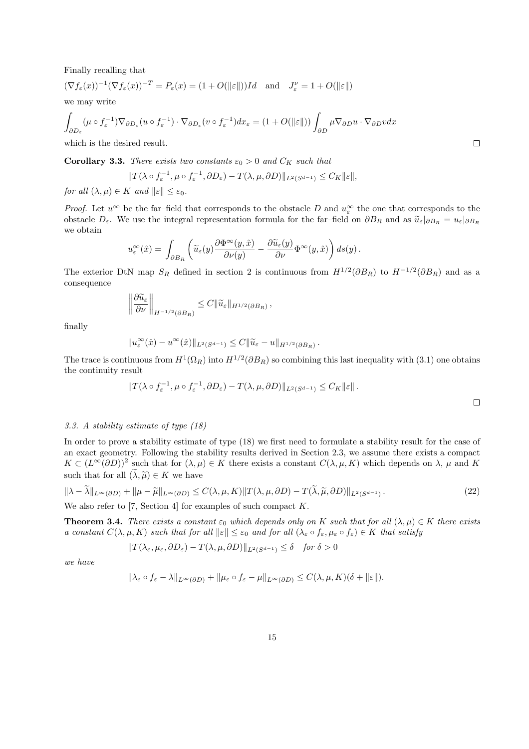Finally recalling that

$$(\nabla f_\varepsilon(x))^{-1}(\nabla f_\varepsilon(x))^{-T} = P_\varepsilon(x) = (1+O(\|\varepsilon\|))Id \quad \text{and} \quad J_\varepsilon^\nu = 1+O(\|\varepsilon\|)$$

we may write

$$\int_{\partial D_\varepsilon} (\mu\circ f_\varepsilon^{-1})\nabla_{\partial D_\varepsilon}(u\circ f_\varepsilon^{-1})\cdot\nabla_{\partial D_\varepsilon}(v\circ f_\varepsilon^{-1})dx_\varepsilon = (1+O(\|\varepsilon\|))\int_{\partial D}\mu\nabla_{\partial D}u\cdot\nabla_{\partial D}v dx$$

which is the desired result. □

**Corollary 3.3.** *There exists two constants $\varepsilon_0>0$ and $C_K$ such that*

$$\|T(\lambda\circ f_\varepsilon^{-1},\mu\circ f_\varepsilon^{-1},\partial D_\varepsilon) - T(\lambda,\mu,\partial D)\|_{L^2(S^{d-1})} \le C_K\|\varepsilon\|,$$

*for all $(\lambda,\mu)\in K$ and $\|\varepsilon\|\le\varepsilon_0$.*

*Proof.* Let $u^\infty$ be the far–field that corresponds to the obstacle $D$ and $u_\varepsilon^\infty$ the one that corresponds to the obstacle $D_\varepsilon$. We use the integral representation formula for the far–field on $\partial B_R$ and as $\widetilde{u}_\varepsilon|_{\partial B_R} = u_\varepsilon|_{\partial B_R}$ we obtain

$$u_\varepsilon^\infty(\hat{x}) = \int_{\partial B_R}\left(\widetilde{u}_\varepsilon(y)\frac{\partial\Phi^\infty(y,\hat{x})}{\partial\nu(y)} - \frac{\partial\widetilde{u}_\varepsilon(y)}{\partial\nu}\Phi^\infty(y,\hat{x})\right)ds(y)\,.$$

The exterior DtN map $S_R$ defined in section 2 is continuous from $H^{1/2}(\partial B_R)$ to $H^{-1/2}(\partial B_R)$ and as a consequence

$$\left\|\frac{\partial\widetilde{u}_\varepsilon}{\partial\nu}\right\|_{H^{-1/2}(\partial B_R)} \le C\|\widetilde{u}_\varepsilon\|_{H^{1/2}(\partial B_R)}\,,$$

finally

$$\|u_\varepsilon^\infty(\hat{x}) - u^\infty(\hat{x})\|_{L^2(S^{d-1})} \le C\|\widetilde{u}_\varepsilon - u\|_{H^{1/2}(\partial B_R)}\,.$$

The trace is continuous from $H^1(\Omega_R)$ into $H^{1/2}(\partial B_R)$ so combining this last inequality with (3.1) one obtains the continuity result

$$\|T(\lambda\circ f_\varepsilon^{-1},\mu\circ f_\varepsilon^{-1},\partial D_\varepsilon) - T(\lambda,\mu,\partial D)\|_{L^2(S^{d-1})} \le C_K\|\varepsilon\|\,.$$

□

### 3.3. A stability estimate of type (18)

In order to prove a stability estimate of type (18) we first need to formulate a stability result for the case of an exact geometry. Following the stability results derived in Section 2.3, we assume there exists a compact $K\subset(L^\infty(\partial D))^2$ such that for $(\lambda,\mu)\in K$ there exists a constant $C(\lambda,\mu,K)$ which depends on $\lambda$, $\mu$ and $K$ such that for all $(\widetilde{\lambda},\widetilde{\mu})\in K$ we have

$$\|\lambda-\widetilde{\lambda}\|_{L^\infty(\partial D)} + \|\mu-\widetilde{\mu}\|_{L^\infty(\partial D)} \le C(\lambda,\mu,K)\|T(\lambda,\mu,\partial D) - T(\widetilde{\lambda},\widetilde{\mu},\partial D)\|_{L^2(S^{d-1})}\,. \tag{22}$$

We also refer to [7, Section 4] for examples of such compact $K$.

**Theorem 3.4.** *There exists a constant $\varepsilon_0$ which depends only on $K$ such that for all $(\lambda,\mu)\in K$ there exists a constant $C(\lambda,\mu,K)$ such that for all $\|\varepsilon\|\le\varepsilon_0$ and for all $(\lambda_\varepsilon\circ f_\varepsilon,\mu_\varepsilon\circ f_\varepsilon)\in K$ that satisfy*

$$\|T(\lambda_\varepsilon,\mu_\varepsilon,\partial D_\varepsilon) - T(\lambda,\mu,\partial D)\|_{L^2(S^{d-1})} \le \delta \quad \text{for } \delta>0$$

*we have*

$$\|\lambda_\varepsilon\circ f_\varepsilon - \lambda\|_{L^\infty(\partial D)} + \|\mu_\varepsilon\circ f_\varepsilon - \mu\|_{L^\infty(\partial D)} \le C(\lambda,\mu,K)(\delta+\|\varepsilon\|).$$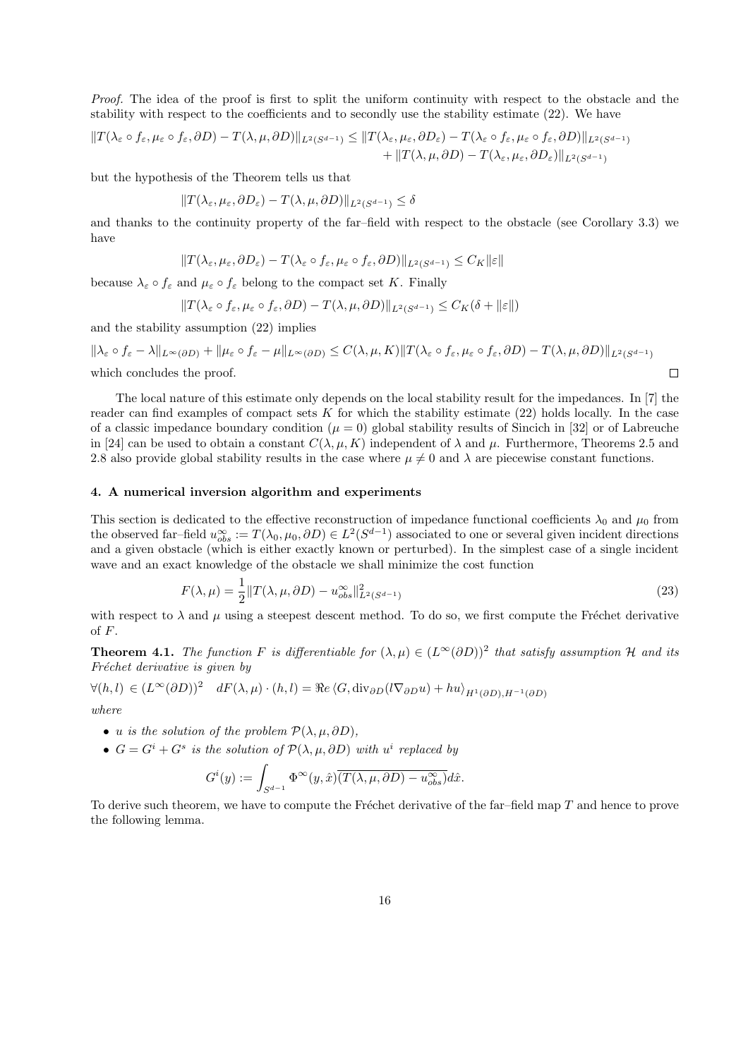*Proof.* The idea of the proof is first to split the uniform continuity with respect to the obstacle and the stability with respect to the coefficients and to secondly use the stability estimate (22). We have

$$\|T(\lambda_\varepsilon \circ f_\varepsilon, \mu_\varepsilon \circ f_\varepsilon, \partial D) - T(\lambda, \mu, \partial D)\|_{L^2(S^{d-1})} \leq \|T(\lambda_\varepsilon, \mu_\varepsilon, \partial D_\varepsilon) - T(\lambda_\varepsilon \circ f_\varepsilon, \mu_\varepsilon \circ f_\varepsilon, \partial D)\|_{L^2(S^{d-1})} + \|T(\lambda, \mu, \partial D) - T(\lambda_\varepsilon, \mu_\varepsilon, \partial D_\varepsilon)\|_{L^2(S^{d-1})}$$

but the hypothesis of the Theorem tells us that

$$\|T(\lambda_\varepsilon, \mu_\varepsilon, \partial D_\varepsilon) - T(\lambda, \mu, \partial D)\|_{L^2(S^{d-1})} \leq \delta$$

and thanks to the continuity property of the far–field with respect to the obstacle (see Corollary 3.3) we have

$$\|T(\lambda_\varepsilon, \mu_\varepsilon, \partial D_\varepsilon) - T(\lambda_\varepsilon \circ f_\varepsilon, \mu_\varepsilon \circ f_\varepsilon, \partial D)\|_{L^2(S^{d-1})} \leq C_K \|\varepsilon\|$$

because $\lambda_\varepsilon \circ f_\varepsilon$ and $\mu_\varepsilon \circ f_\varepsilon$ belong to the compact set $K$. Finally

$$\|T(\lambda_\varepsilon \circ f_\varepsilon, \mu_\varepsilon \circ f_\varepsilon, \partial D) - T(\lambda, \mu, \partial D)\|_{L^2(S^{d-1})} \leq C_K(\delta + \|\varepsilon\|)$$

and the stability assumption (22) implies

$$\|\lambda_\varepsilon \circ f_\varepsilon - \lambda\|_{L^\infty(\partial D)} + \|\mu_\varepsilon \circ f_\varepsilon - \mu\|_{L^\infty(\partial D)} \leq C(\lambda, \mu, K)\|T(\lambda_\varepsilon \circ f_\varepsilon, \mu_\varepsilon \circ f_\varepsilon, \partial D) - T(\lambda, \mu, \partial D)\|_{L^2(S^{d-1})}$$

which concludes the proof. $\square$

The local nature of this estimate only depends on the local stability result for the impedances. In [7] the reader can find examples of compact sets $K$ for which the stability estimate (22) holds locally. In the case of a classic impedance boundary condition ($\mu = 0$) global stability results of Sincich in [32] or of Labreuche in [24] can be used to obtain a constant $C(\lambda, \mu, K)$ independent of $\lambda$ and $\mu$. Furthermore, Theorems 2.5 and 2.8 also provide global stability results in the case where $\mu \neq 0$ and $\lambda$ are piecewise constant functions.

## 4. A numerical inversion algorithm and experiments

This section is dedicated to the effective reconstruction of impedance functional coefficients $\lambda_0$ and $\mu_0$ from the observed far–field $u^\infty_{obs} := T(\lambda_0, \mu_0, \partial D) \in L^2(S^{d-1})$ associated to one or several given incident directions and a given obstacle (which is either exactly known or perturbed). In the simplest case of a single incident wave and an exact knowledge of the obstacle we shall minimize the cost function

$$F(\lambda, \mu) = \frac{1}{2}\|T(\lambda, \mu, \partial D) - u^\infty_{obs}\|^2_{L^2(S^{d-1})} \tag{23}$$

with respect to $\lambda$ and $\mu$ using a steepest descent method. To do so, we first compute the Fréchet derivative of $F$.

**Theorem 4.1.** *The function $F$ is differentiable for $(\lambda, \mu) \in (L^\infty(\partial D))^2$ that satisfy assumption $\mathcal{H}$ and its Fréchet derivative is given by*

$$\forall (h, l) \in (L^\infty(\partial D))^2 \quad dF(\lambda, \mu) \cdot (h, l) = \Re e \, \langle G, \mathrm{div}_{\partial D}(l \nabla_{\partial D} u) + hu \rangle_{H^1(\partial D), H^{-1}(\partial D)}$$

*where*

- *$u$ is the solution of the problem $\mathcal{P}(\lambda, \mu, \partial D)$,*
- *$G = G^i + G^s$ is the solution of $\mathcal{P}(\lambda, \mu, \partial D)$ with $u^i$ replaced by*

$$G^i(y) := \int_{S^{d-1}} \Phi^\infty(y, \hat{x}) \overline{(T(\lambda, \mu, \partial D) - u^\infty_{obs})} d\hat{x}.$$

To derive such theorem, we have to compute the Fréchet derivative of the far–field map $T$ and hence to prove the following lemma.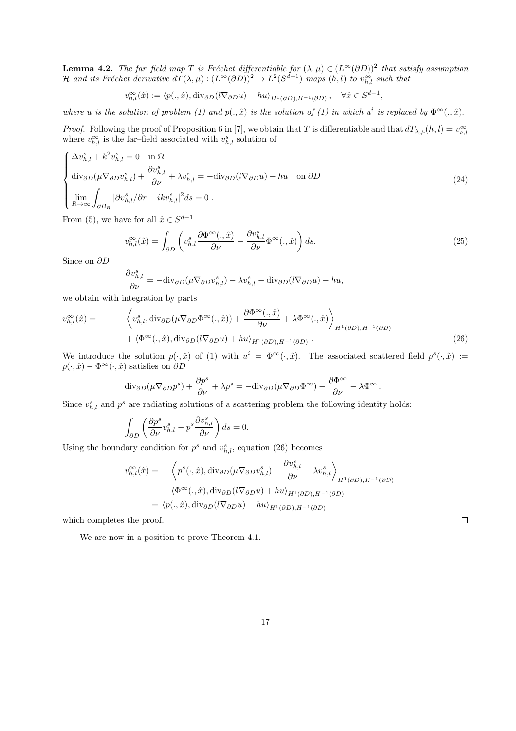**Lemma 4.2.** *The far–field map $T$ is Fréchet differentiable for $(\lambda, \mu) \in (L^\infty(\partial D))^2$ that satisfy assumption $\mathcal{H}$ and its Fréchet derivative $dT(\lambda,\mu) : (L^\infty(\partial D))^2 \to L^2(S^{d-1})$ maps $(h,l)$ to $v^\infty_{h,l}$ such that*

$$v^\infty_{h,l}(\hat{x}) := \langle p(.,\hat{x}), \mathrm{div}_{\partial D}(l\nabla_{\partial D} u) + hu\rangle_{H^1(\partial D), H^{-1}(\partial D)}, \quad \forall \hat{x} \in S^{d-1},$$

*where $u$ is the solution of problem (1) and $p(.,\hat{x})$ is the solution of (1) in which $u^i$ is replaced by $\Phi^\infty(.,\hat{x})$.*

*Proof.* Following the proof of Proposition 6 in [7], we obtain that $T$ is differentiable and that $dT_{\lambda,\mu}(h,l) = v^\infty_{h,l}$ where $v^\infty_{h,l}$ is the far–field associated with $v^s_{h,l}$ solution of

$$\begin{cases} \Delta v^s_{h,l} + k^2 v^s_{h,l} = 0 \quad \text{in } \Omega \\ \mathrm{div}_{\partial D}(\mu \nabla_{\partial D} v^s_{h,l}) + \dfrac{\partial v^s_{h,l}}{\partial \nu} + \lambda v^s_{h,l} = -\mathrm{div}_{\partial D}(l\nabla_{\partial D} u) - hu \quad \text{on } \partial D \\ \displaystyle\lim_{R\to\infty} \int_{\partial B_R} |\partial v^s_{h,l}/\partial r - ikv^s_{h,l}|^2 ds = 0 \, . \end{cases} \tag{24}$$

From (5), we have for all $\hat{x} \in S^{d-1}$

$$v^\infty_{h,l}(\hat{x}) = \int_{\partial D} \left( v^s_{h,l} \frac{\partial \Phi^\infty(.,\hat{x})}{\partial \nu} - \frac{\partial v^s_{h,l}}{\partial \nu} \Phi^\infty(.,\hat{x}) \right) ds. \tag{25}$$

Since on $\partial D$

$$\frac{\partial v^s_{h,l}}{\partial \nu} = -\mathrm{div}_{\partial D}(\mu \nabla_{\partial D} v^s_{h,l}) - \lambda v^s_{h,l} - \mathrm{div}_{\partial D}(l\nabla_{\partial D} u) - hu,$$

we obtain with integration by parts

$$\begin{aligned} v^\infty_{h,l}(\hat{x}) = \quad & \left\langle v^s_{h,l}, \mathrm{div}_{\partial D}(\mu \nabla_{\partial D} \Phi^\infty(.,\hat{x})) + \frac{\partial \Phi^\infty(.,\hat{x})}{\partial \nu} + \lambda \Phi^\infty(.,\hat{x}) \right\rangle_{H^1(\partial D), H^{-1}(\partial D)} \\ & + \langle \Phi^\infty(.,\hat{x}), \mathrm{div}_{\partial D}(l\nabla_{\partial D} u) + hu\rangle_{H^1(\partial D), H^{-1}(\partial D)} \, . \end{aligned} \tag{26}$$

We introduce the solution $p(\cdot,\hat{x})$ of (1) with $u^i = \Phi^\infty(\cdot,\hat{x})$. The associated scattered field $p^s(\cdot,\hat{x}) := p(\cdot,\hat{x}) - \Phi^\infty(\cdot,\hat{x})$ satisfies on $\partial D$

$$\mathrm{div}_{\partial D}(\mu \nabla_{\partial D} p^s) + \frac{\partial p^s}{\partial \nu} + \lambda p^s = -\mathrm{div}_{\partial D}(\mu \nabla_{\partial D} \Phi^\infty) - \frac{\partial \Phi^\infty}{\partial \nu} - \lambda \Phi^\infty \, .$$

Since $v^s_{h,l}$ and $p^s$ are radiating solutions of a scattering problem the following identity holds:

$$\int_{\partial D} \left( \frac{\partial p^s}{\partial \nu} v^s_{h,l} - p^s \frac{\partial v^s_{h,l}}{\partial \nu} \right) ds = 0.$$

Using the boundary condition for $p^s$ and $v^s_{h,l}$, equation (26) becomes

$$\begin{aligned} v^\infty_{h,l}(\hat{x}) = & -\left\langle p^s(\cdot,\hat{x}), \mathrm{div}_{\partial D}(\mu \nabla_{\partial D} v^s_{h,l}) + \frac{\partial v^s_{h,l}}{\partial \nu} + \lambda v^s_{h,l} \right\rangle_{H^1(\partial D), H^{-1}(\partial D)} \\ & + \langle \Phi^\infty(.,\hat{x}), \mathrm{div}_{\partial D}(l\nabla_{\partial D} u) + hu\rangle_{H^1(\partial D), H^{-1}(\partial D)} \\ = & \ \langle p(.,\hat{x}), \mathrm{div}_{\partial D}(l\nabla_{\partial D} u) + hu\rangle_{H^1(\partial D), H^{-1}(\partial D)} \end{aligned}$$

which completes the proof. $\square$

We are now in a position to prove Theorem 4.1.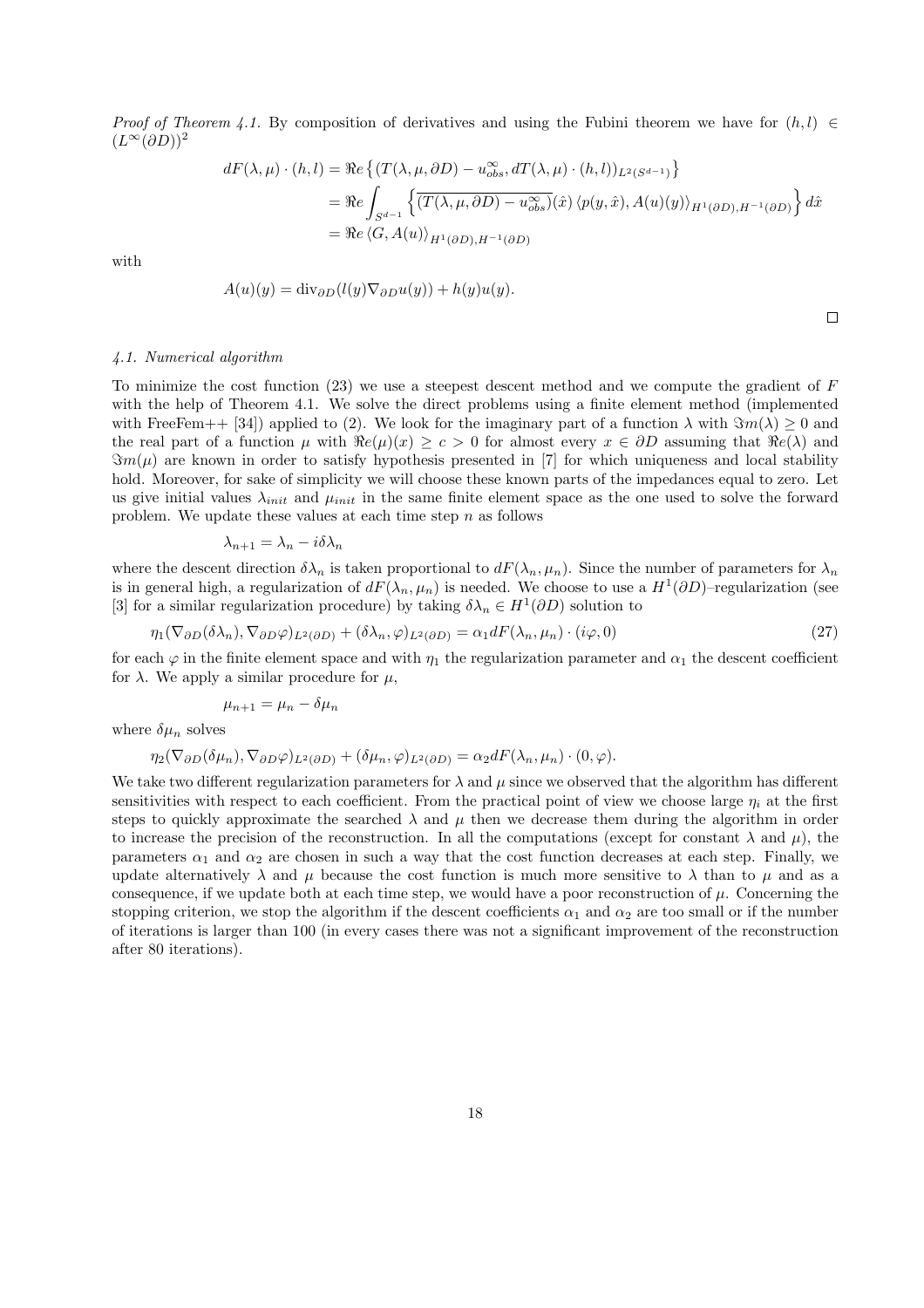*Proof of Theorem 4.1.* By composition of derivatives and using the Fubini theorem we have for $(h,l) \in (L^\infty(\partial D))^2$

$$
\begin{aligned}
dF(\lambda,\mu)\cdot(h,l) &= \Re e\left\{(T(\lambda,\mu,\partial D)-u^\infty_{obs}, dT(\lambda,\mu)\cdot(h,l))_{L^2(S^{d-1})}\right\} \\
&= \Re e\int_{S^{d-1}}\left\{\overline{(T(\lambda,\mu,\partial D)-u^\infty_{obs})}(\hat{x})\,\langle p(y,\hat{x}), A(u)(y)\rangle_{H^1(\partial D),H^{-1}(\partial D)}\right\}d\hat{x} \\
&= \Re e\,\langle G, A(u)\rangle_{H^1(\partial D),H^{-1}(\partial D)}
\end{aligned}
$$

with

$$
A(u)(y) = \operatorname{div}_{\partial D}(l(y)\nabla_{\partial D}u(y)) + h(y)u(y).
$$

□

### 4.1. Numerical algorithm

To minimize the cost function (23) we use a steepest descent method and we compute the gradient of $F$ with the help of Theorem 4.1. We solve the direct problems using a finite element method (implemented with FreeFem++ [34]) applied to (2). We look for the imaginary part of a function $\lambda$ with $\Im m(\lambda)\ge 0$ and the real part of a function $\mu$ with $\Re e(\mu)(x)\ge c>0$ for almost every $x\in\partial D$ assuming that $\Re e(\lambda)$ and $\Im m(\mu)$ are known in order to satisfy hypothesis presented in [7] for which uniqueness and local stability hold. Moreover, for sake of simplicity we will choose these known parts of the impedances equal to zero. Let us give initial values $\lambda_{init}$ and $\mu_{init}$ in the same finite element space as the one used to solve the forward problem. We update these values at each time step $n$ as follows

$$
\lambda_{n+1} = \lambda_n - i\delta\lambda_n
$$

where the descent direction $\delta\lambda_n$ is taken proportional to $dF(\lambda_n,\mu_n)$. Since the number of parameters for $\lambda_n$ is in general high, a regularization of $dF(\lambda_n,\mu_n)$ is needed. We choose to use a $H^1(\partial D)$–regularization (see [3] for a similar regularization procedure) by taking $\delta\lambda_n\in H^1(\partial D)$ solution to

$$
\eta_1(\nabla_{\partial D}(\delta\lambda_n),\nabla_{\partial D}\varphi)_{L^2(\partial D)} + (\delta\lambda_n,\varphi)_{L^2(\partial D)} = \alpha_1 dF(\lambda_n,\mu_n)\cdot(i\varphi,0) \tag{27}
$$

for each $\varphi$ in the finite element space and with $\eta_1$ the regularization parameter and $\alpha_1$ the descent coefficient for $\lambda$. We apply a similar procedure for $\mu$,

$$
\mu_{n+1} = \mu_n - \delta\mu_n
$$

where $\delta\mu_n$ solves

$$
\eta_2(\nabla_{\partial D}(\delta\mu_n),\nabla_{\partial D}\varphi)_{L^2(\partial D)} + (\delta\mu_n,\varphi)_{L^2(\partial D)} = \alpha_2 dF(\lambda_n,\mu_n)\cdot(0,\varphi).
$$

We take two different regularization parameters for $\lambda$ and $\mu$ since we observed that the algorithm has different sensitivities with respect to each coefficient. From the practical point of view we choose large $\eta_i$ at the first steps to quickly approximate the searched $\lambda$ and $\mu$ then we decrease them during the algorithm in order to increase the precision of the reconstruction. In all the computations (except for constant $\lambda$ and $\mu$), the parameters $\alpha_1$ and $\alpha_2$ are chosen in such a way that the cost function decreases at each step. Finally, we update alternatively $\lambda$ and $\mu$ because the cost function is much more sensitive to $\lambda$ than to $\mu$ and as a consequence, if we update both at each time step, we would have a poor reconstruction of $\mu$. Concerning the stopping criterion, we stop the algorithm if the descent coefficients $\alpha_1$ and $\alpha_2$ are too small or if the number of iterations is larger than 100 (in every cases there was not a significant improvement of the reconstruction after 80 iterations).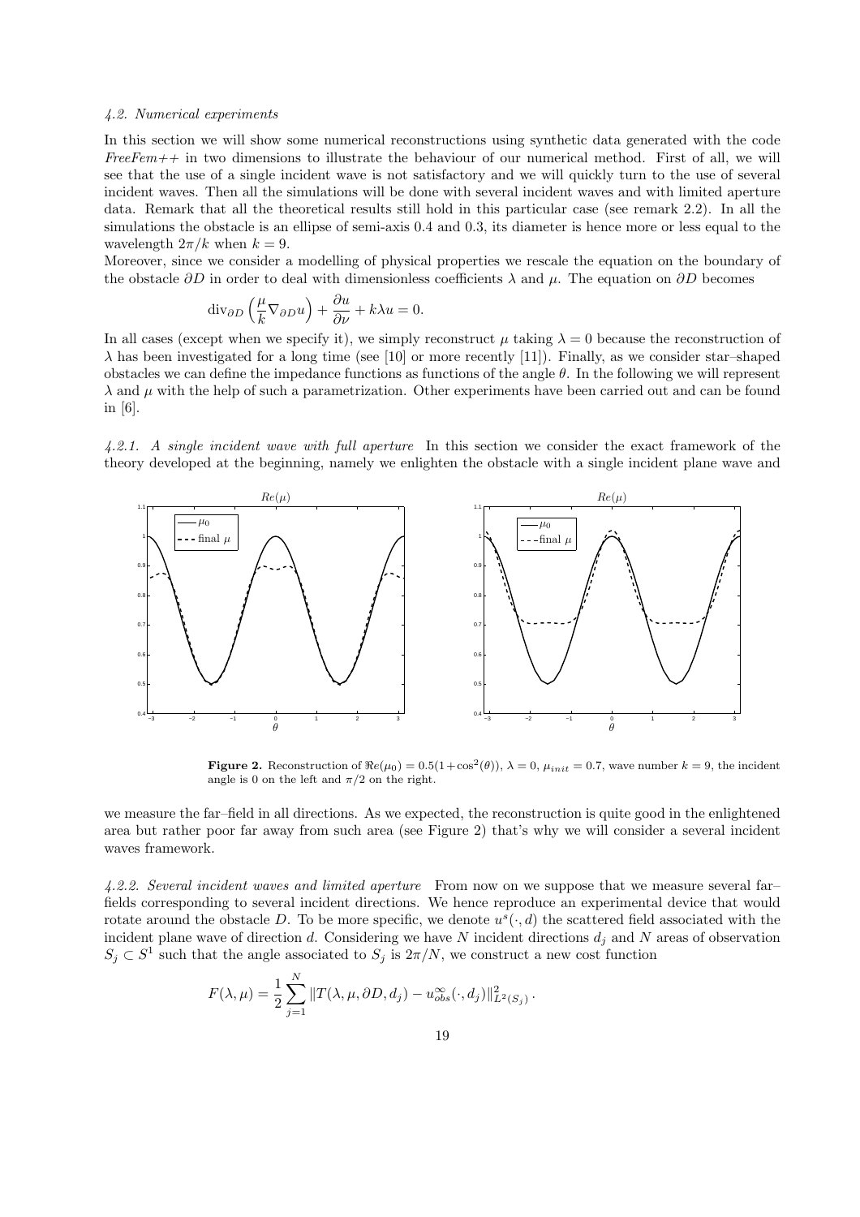#### 4.2. Numerical experiments

In this section we will show some numerical reconstructions using synthetic data generated with the code *FreeFem++* in two dimensions to illustrate the behaviour of our numerical method. First of all, we will see that the use of a single incident wave is not satisfactory and we will quickly turn to the use of several incident waves. Then all the simulations will be done with several incident waves and with limited aperture data. Remark that all the theoretical results still hold in this particular case (see remark 2.2). In all the simulations the obstacle is an ellipse of semi-axis 0.4 and 0.3, its diameter is hence more or less equal to the wavelength $2\pi/k$ when $k = 9$.

Moreover, since we consider a modelling of physical properties we rescale the equation on the boundary of the obstacle $\partial D$ in order to deal with dimensionless coefficients $\lambda$ and $\mu$. The equation on $\partial D$ becomes

$$\mathrm{div}_{\partial D}\left(\frac{\mu}{k}\nabla_{\partial D} u\right) + \frac{\partial u}{\partial \nu} + k\lambda u = 0.$$

In all cases (except when we specify it), we simply reconstruct $\mu$ taking $\lambda = 0$ because the reconstruction of $\lambda$ has been investigated for a long time (see [10] or more recently [11]). Finally, as we consider star–shaped obstacles we can define the impedance functions as functions of the angle $\theta$. In the following we will represent $\lambda$ and $\mu$ with the help of such a parametrization. Other experiments have been carried out and can be found in [6].

*4.2.1. A single incident wave with full aperture* In this section we consider the exact framework of the theory developed at the beginning, namely we enlighten the obstacle with a single incident plane wave and

**Figure 2.** Reconstruction of $\Re e(\mu_0) = 0.5(1+\cos^2(\theta))$, $\lambda = 0$, $\mu_{init} = 0.7$, wave number $k = 9$, the incident angle is 0 on the left and $\pi/2$ on the right.

we measure the far–field in all directions. As we expected, the reconstruction is quite good in the enlightened area but rather poor far away from such area (see Figure 2) that's why we will consider a several incident waves framework.

*4.2.2. Several incident waves and limited aperture* From now on we suppose that we measure several far–fields corresponding to several incident directions. We hence reproduce an experimental device that would rotate around the obstacle $D$. To be more specific, we denote $u^s(\cdot, d)$ the scattered field associated with the incident plane wave of direction $d$. Considering we have $N$ incident directions $d_j$ and $N$ areas of observation $S_j \subset S^1$ such that the angle associated to $S_j$ is $2\pi/N$, we construct a new cost function

$$F(\lambda, \mu) = \frac{1}{2}\sum_{j=1}^{N} \|T(\lambda, \mu, \partial D, d_j) - u^\infty_{obs}(\cdot, d_j)\|^2_{L^2(S_j)}.$$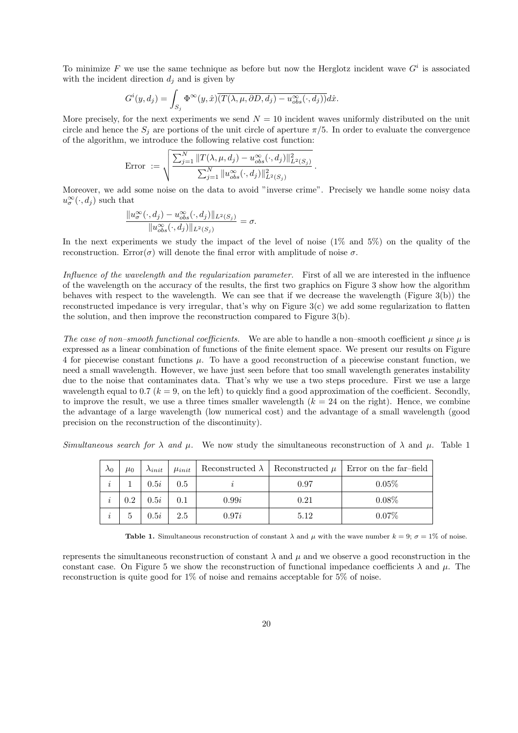To minimize $F$ we use the same technique as before but now the Herglotz incident wave $G^i$ is associated with the incident direction $d_j$ and is given by

$$G^i(y, d_j) = \int_{S_j} \Phi^\infty(y, \hat{x}) \overline{(T(\lambda, \mu, \partial D, d_j) - u^\infty_{obs}(\cdot, d_j))} d\hat{x}.$$

More precisely, for the next experiments we send $N = 10$ incident waves uniformly distributed on the unit circle and hence the $S_j$ are portions of the unit circle of aperture $\pi/5$. In order to evaluate the convergence of the algorithm, we introduce the following relative cost function:

$$\text{Error} := \sqrt{\frac{\sum_{j=1}^N \|T(\lambda, \mu, d_j) - u^\infty_{obs}(\cdot, d_j)\|^2_{L^2(S_j)}}{\sum_{j=1}^N \|u^\infty_{obs}(\cdot, d_j)\|^2_{L^2(S_j)}}}.$$

Moreover, we add some noise on the data to avoid "inverse crime". Precisely we handle some noisy data $u^\infty_\sigma(\cdot, d_j)$ such that

$$\frac{\|u^\infty_\sigma(\cdot, d_j) - u^\infty_{obs}(\cdot, d_j)\|_{L^2(S_j)}}{\|u^\infty_{obs}(\cdot, d_j)\|_{L^2(S_j)}} = \sigma.$$

In the next experiments we study the impact of the level of noise (1% and 5%) on the quality of the reconstruction. Error($\sigma$) will denote the final error with amplitude of noise $\sigma$.

*Influence of the wavelength and the regularization parameter.* First of all we are interested in the influence of the wavelength on the accuracy of the results, the first two graphics on Figure 3 show how the algorithm behaves with respect to the wavelength. We can see that if we decrease the wavelength (Figure 3(b)) the reconstructed impedance is very irregular, that's why on Figure 3(c) we add some regularization to flatten the solution, and then improve the reconstruction compared to Figure 3(b).

*The case of non–smooth functional coefficients.* We are able to handle a non–smooth coefficient $\mu$ since $\mu$ is expressed as a linear combination of functions of the finite element space. We present our results on Figure 4 for piecewise constant functions $\mu$. To have a good reconstruction of a piecewise constant function, we need a small wavelength. However, we have just seen before that too small wavelength generates instability due to the noise that contaminates data. That's why we use a two steps procedure. First we use a large wavelength equal to 0.7 ($k = 9$, on the left) to quickly find a good approximation of the coefficient. Secondly, to improve the result, we use a three times smaller wavelength ($k = 24$ on the right). Hence, we combine the advantage of a large wavelength (low numerical cost) and the advantage of a small wavelength (good precision on the reconstruction of the discontinuity).

*Simultaneous search for $\lambda$ and $\mu$.* We now study the simultaneous reconstruction of $\lambda$ and $\mu$. Table 1 represents the simultaneous reconstruction of constant $\lambda$ and $\mu$ and we observe a good reconstruction in the constant case. On Figure 5 we show the reconstruction of functional impedance coefficients $\lambda$ and $\mu$. The reconstruction is quite good for 1% of noise and remains acceptable for 5% of noise.

| $\lambda_0$ | $\mu_0$ | $\lambda_{init}$ | $\mu_{init}$ | Reconstructed $\lambda$ | Reconstructed $\mu$ | Error on the far–field |
|---|---|---|---|---|---|---|
| $i$ | 1 | $0.5i$ | 0.5 | $i$ | 0.97 | 0.05% |
| $i$ | 0.2 | $0.5i$ | 0.1 | $0.99i$ | 0.21 | 0.08% |
| $i$ | 5 | $0.5i$ | 2.5 | $0.97i$ | 5.12 | 0.07% |

**Table 1.** Simultaneous reconstruction of constant $\lambda$ and $\mu$ with the wave number $k = 9$; $\sigma = 1\%$ of noise.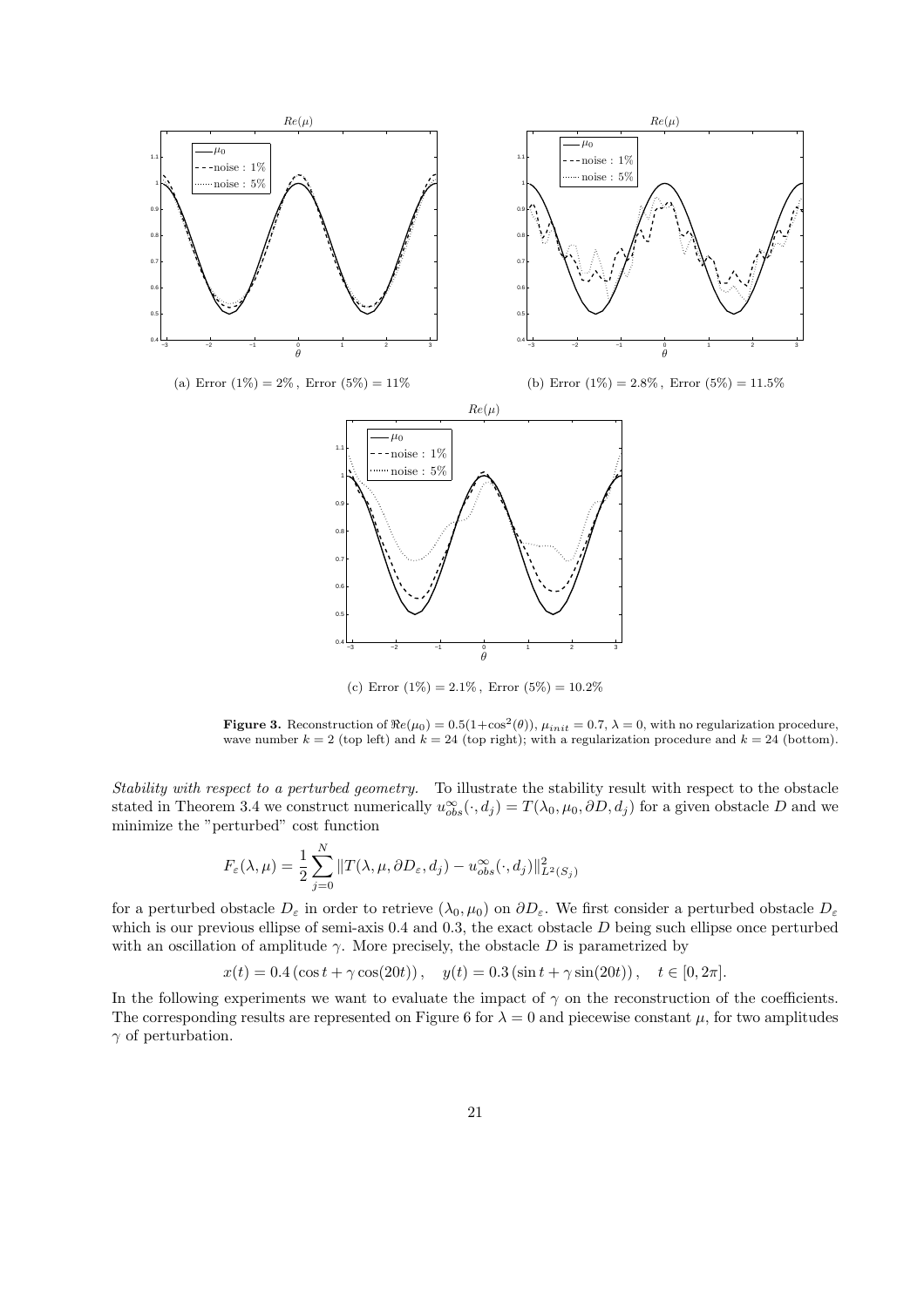(a) Error (1%) = 2% , Error (5%) = 11%

(b) Error (1%) = 2.8% , Error (5%) = 11.5%

(c) Error (1%) = 2.1% , Error (5%) = 10.2%

**Figure 3.** Reconstruction of $\Re e(\mu_0) = 0.5(1+\cos^2(\theta))$, $\mu_{init} = 0.7$, $\lambda = 0$, with no regularization procedure, wave number $k = 2$ (top left) and $k = 24$ (top right); with a regularization procedure and $k = 24$ (bottom).

*Stability with respect to a perturbed geometry.* To illustrate the stability result with respect to the obstacle stated in Theorem 3.4 we construct numerically $u^\infty_{obs}(\cdot, d_j) = T(\lambda_0, \mu_0, \partial D, d_j)$ for a given obstacle $D$ and we minimize the "perturbed" cost function

$$F_\varepsilon(\lambda, \mu) = \frac{1}{2} \sum_{j=0}^{N} \|T(\lambda, \mu, \partial D_\varepsilon, d_j) - u^\infty_{obs}(\cdot, d_j)\|^2_{L^2(S_j)}$$

for a perturbed obstacle $D_\varepsilon$ in order to retrieve $(\lambda_0, \mu_0)$ on $\partial D_\varepsilon$. We first consider a perturbed obstacle $D_\varepsilon$ which is our previous ellipse of semi-axis 0.4 and 0.3, the exact obstacle $D$ being such ellipse once perturbed with an oscillation of amplitude $\gamma$. More precisely, the obstacle $D$ is parametrized by

$$x(t) = 0.4\,(\cos t + \gamma \cos(20t))\,, \quad y(t) = 0.3\,(\sin t + \gamma \sin(20t))\,, \quad t \in [0, 2\pi].$$

In the following experiments we want to evaluate the impact of $\gamma$ on the reconstruction of the coefficients. The corresponding results are represented on Figure 6 for $\lambda = 0$ and piecewise constant $\mu$, for two amplitudes $\gamma$ of perturbation.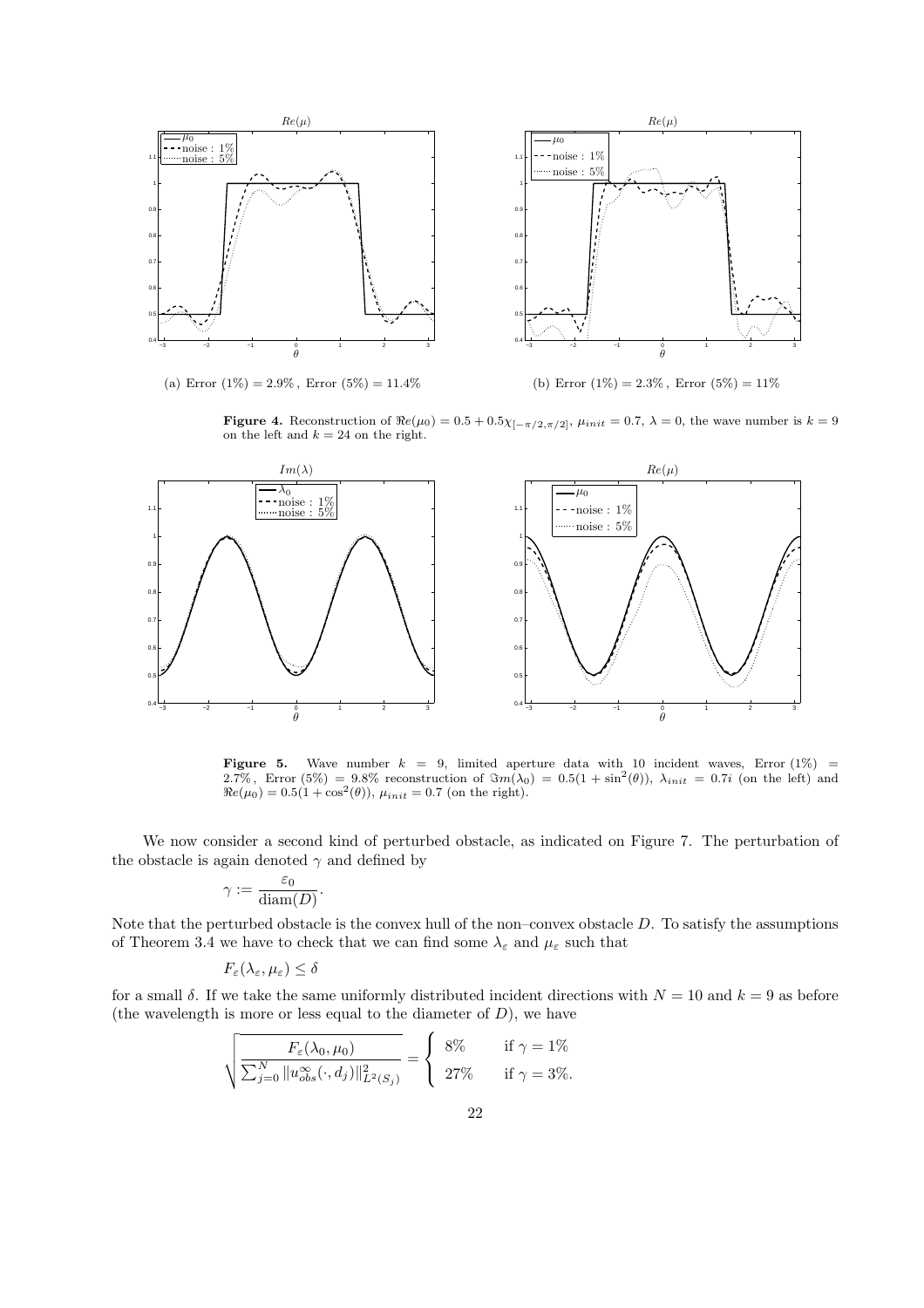(a) Error (1%) = 2.9% , Error (5%) = 11.4%

(b) Error (1%) = 2.3% , Error (5%) = 11%

**Figure 4.** Reconstruction of $\Re e(\mu_0) = 0.5 + 0.5\chi_{[-\pi/2,\pi/2]}$, $\mu_{init} = 0.7$, $\lambda = 0$, the wave number is $k = 9$ on the left and $k = 24$ on the right.

**Figure 5.** Wave number $k = 9$, limited aperture data with 10 incident waves, Error (1%) = 2.7%, Error (5%) = 9.8% reconstruction of $\Im m(\lambda_0) = 0.5(1 + \sin^2(\theta))$, $\lambda_{init} = 0.7i$ (on the left) and $\Re e(\mu_0) = 0.5(1 + \cos^2(\theta))$, $\mu_{init} = 0.7$ (on the right).

We now consider a second kind of perturbed obstacle, as indicated on Figure 7. The perturbation of the obstacle is again denoted $\gamma$ and defined by

$$\gamma := \frac{\varepsilon_0}{\mathrm{diam}(D)}.$$

Note that the perturbed obstacle is the convex hull of the non–convex obstacle $D$. To satisfy the assumptions of Theorem 3.4 we have to check that we can find some $\lambda_\varepsilon$ and $\mu_\varepsilon$ such that

$$F_\varepsilon(\lambda_\varepsilon, \mu_\varepsilon) \leq \delta$$

for a small $\delta$. If we take the same uniformly distributed incident directions with $N = 10$ and $k = 9$ as before (the wavelength is more or less equal to the diameter of $D$), we have

$$\sqrt{\frac{F_\varepsilon(\lambda_0, \mu_0)}{\sum_{j=0}^{N} \|u_{obs}^\infty(\cdot, d_j)\|^2_{L^2(S_j)}}} = \begin{cases} 8\% & \text{if } \gamma = 1\% \\ 27\% & \text{if } \gamma = 3\%. \end{cases}$$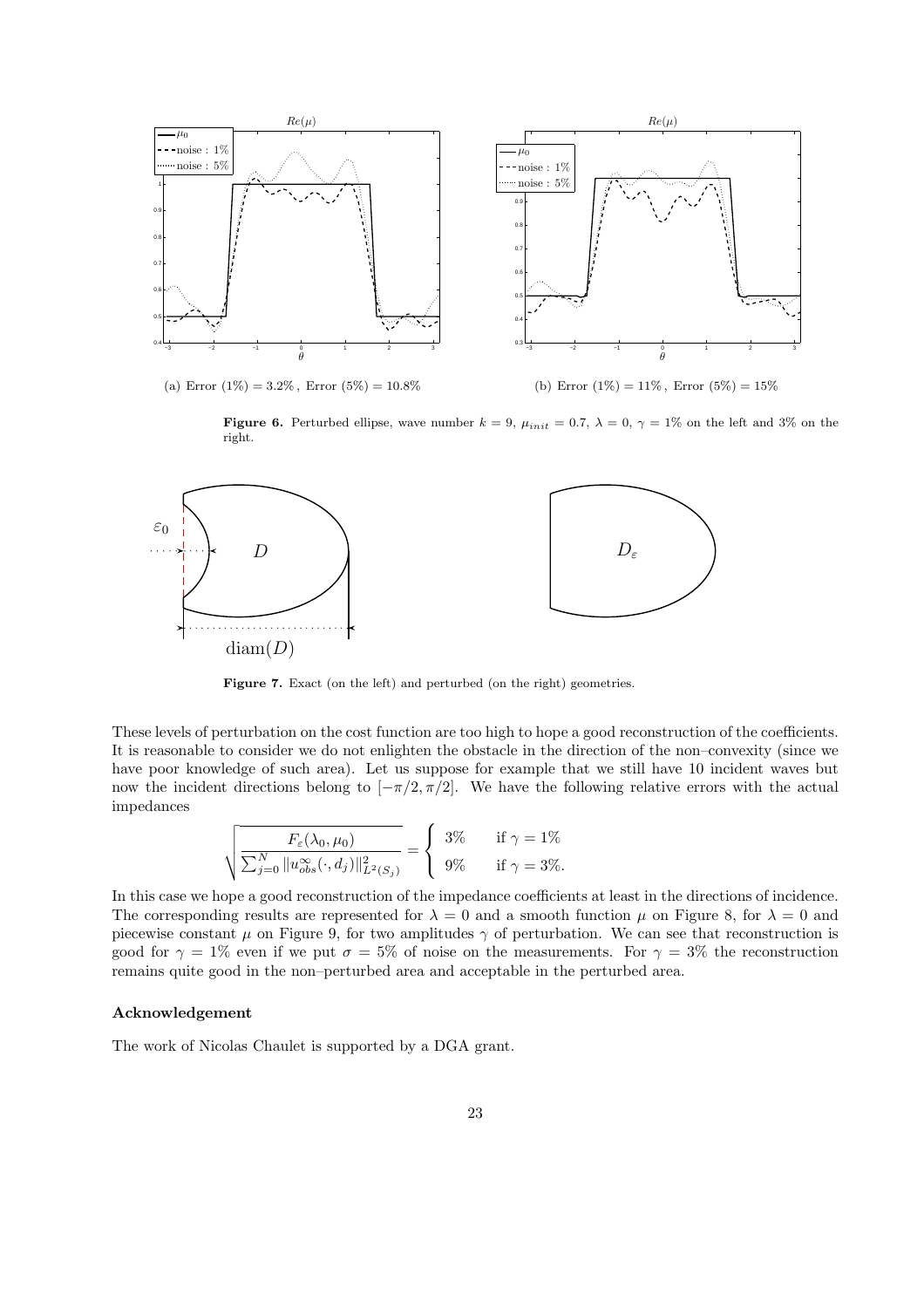(a) Error (1%) = 3.2% , Error (5%) = 10.8%

(b) Error (1%) = 11% , Error (5%) = 15%

**Figure 6.** Perturbed ellipse, wave number $k = 9$, $\mu_{init} = 0.7$, $\lambda = 0$, $\gamma = 1\%$ on the left and 3% on the right.

**Figure 7.** Exact (on the left) and perturbed (on the right) geometries.

These levels of perturbation on the cost function are too high to hope a good reconstruction of the coefficients. It is reasonable to consider we do not enlighten the obstacle in the direction of the non–convexity (since we have poor knowledge of such area). Let us suppose for example that we still have 10 incident waves but now the incident directions belong to $[-\pi/2, \pi/2]$. We have the following relative errors with the actual impedances

$$\sqrt{\frac{F_\varepsilon(\lambda_0, \mu_0)}{\sum_{j=0}^{N} \|u_{obs}^\infty(\cdot, d_j)\|^2_{L^2(S_j)}}} = \begin{cases} 3\% & \text{if } \gamma = 1\% \\ 9\% & \text{if } \gamma = 3\%. \end{cases}$$

In this case we hope a good reconstruction of the impedance coefficients at least in the directions of incidence. The corresponding results are represented for $\lambda = 0$ and a smooth function $\mu$ on Figure 8, for $\lambda = 0$ and piecewise constant $\mu$ on Figure 9, for two amplitudes $\gamma$ of perturbation. We can see that reconstruction is good for $\gamma = 1\%$ even if we put $\sigma = 5\%$ of noise on the measurements. For $\gamma = 3\%$ the reconstruction remains quite good in the non–perturbed area and acceptable in the perturbed area.

### Acknowledgement

The work of Nicolas Chaulet is supported by a DGA grant.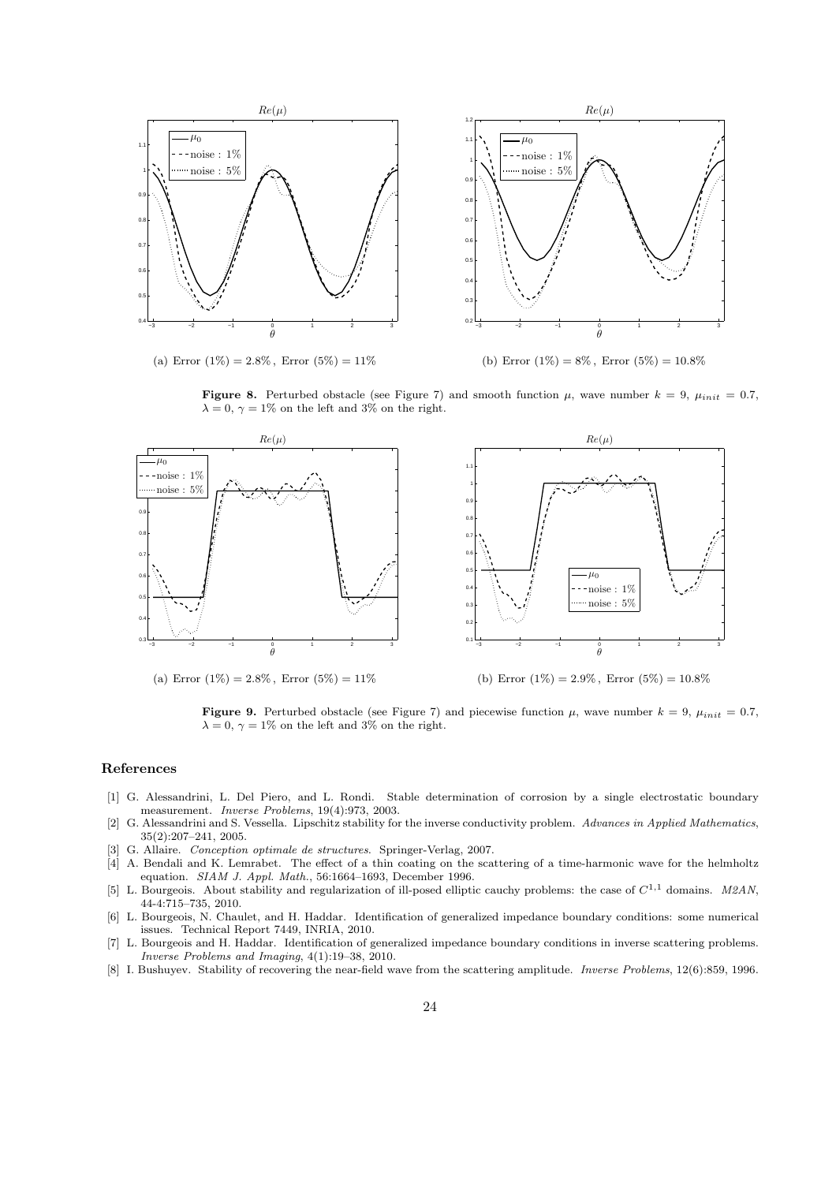(a) Error (1%) = 2.8% , Error (5%) = 11%

(b) Error (1%) = 8% , Error (5%) = 10.8%

**Figure 8.** Perturbed obstacle (see Figure 7) and smooth function $\mu$, wave number $k = 9$, $\mu_{init} = 0.7$, $\lambda = 0$, $\gamma = 1\%$ on the left and 3% on the right.

(a) Error (1%) = 2.8% , Error (5%) = 11%

(b) Error (1%) = 2.9% , Error (5%) = 10.8%

**Figure 9.** Perturbed obstacle (see Figure 7) and piecewise function $\mu$, wave number $k = 9$, $\mu_{init} = 0.7$, $\lambda = 0$, $\gamma = 1\%$ on the left and 3% on the right.

## References

[1] G. Alessandrini, L. Del Piero, and L. Rondi. Stable determination of corrosion by a single electrostatic boundary measurement. *Inverse Problems*, 19(4):973, 2003.

[2] G. Alessandrini and S. Vessella. Lipschitz stability for the inverse conductivity problem. *Advances in Applied Mathematics*, 35(2):207–241, 2005.

[3] G. Allaire. *Conception optimale de structures*. Springer-Verlag, 2007.

[4] A. Bendali and K. Lemrabet. The effect of a thin coating on the scattering of a time-harmonic wave for the helmholtz equation. *SIAM J. Appl. Math.*, 56:1664–1693, December 1996.

[5] L. Bourgeois. About stability and regularization of ill-posed elliptic cauchy problems: the case of $C^{1,1}$ domains. *M2AN*, 44-4:715–735, 2010.

[6] L. Bourgeois, N. Chaulet, and H. Haddar. Identification of generalized impedance boundary conditions: some numerical issues. Technical Report 7449, INRIA, 2010.

[7] L. Bourgeois and H. Haddar. Identification of generalized impedance boundary conditions in inverse scattering problems. *Inverse Problems and Imaging*, 4(1):19–38, 2010.

[8] I. Bushuyev. Stability of recovering the near-field wave from the scattering amplitude. *Inverse Problems*, 12(6):859, 1996.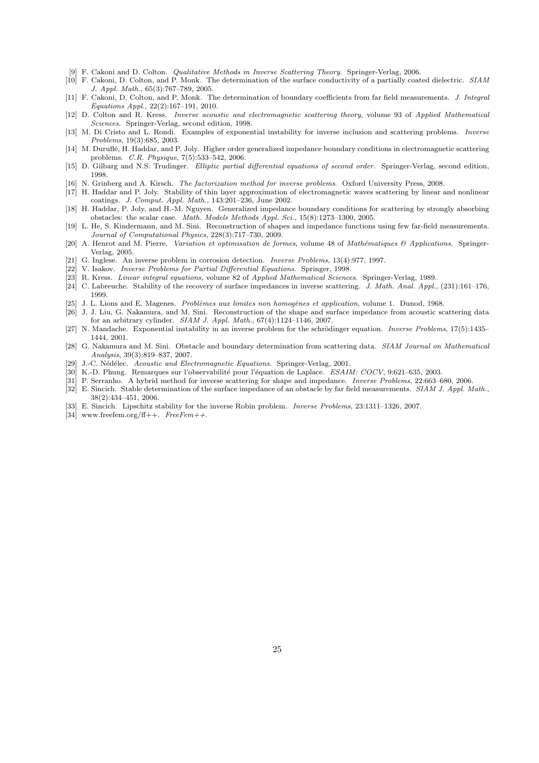- [9] F. Cakoni and D. Colton. *Qualitative Methods in Inverse Scattering Theory*. Springer-Verlag, 2006.
- [10] F. Cakoni, D. Colton, and P. Monk. The determination of the surface conductivity of a partially coated dielectric. *SIAM J. Appl. Math.*, 65(3):767–789, 2005.
- [11] F. Cakoni, D. Colton, and P. Monk. The determination of boundary coefficients from far field measurements. *J. Integral Equations Appl.*, 22(2):167–191, 2010.
- [12] D. Colton and R. Kress. *Inverse acoustic and electromagnetic scattering theory*, volume 93 of *Applied Mathematical Sciences*. Springer-Verlag, second edition, 1998.
- [13] M. Di Cristo and L. Rondi. Examples of exponential instability for inverse inclusion and scattering problems. *Inverse Problems*, 19(3):685, 2003.
- [14] M. Duruflé, H. Haddar, and P. Joly. Higher order generalized impedance boundary conditions in electromagnetic scattering problems. *C.R. Physique*, 7(5):533–542, 2006.
- [15] D. Gilbarg and N.S. Trudinger. *Elliptic partial differential equations of second order*. Springer-Verlag, second edition, 1998.
- [16] N. Grinberg and A. Kirsch. *The factorization method for inverse problems*. Oxford University Press, 2008.
- [17] H. Haddar and P. Joly. Stability of thin layer approximation of electromagnetic waves scattering by linear and nonlinear coatings. *J. Comput. Appl. Math.*, 143:201–236, June 2002.
- [18] H. Haddar, P. Joly, and H.-M. Nguyen. Generalized impedance boundary conditions for scattering by strongly absorbing obstacles: the scalar case. *Math. Models Methods Appl. Sci.*, 15(8):1273–1300, 2005.
- [19] L. He, S. Kindermann, and M. Sini. Reconstruction of shapes and impedance functions using few far-field measurements. *Journal of Computational Physics*, 228(3):717–730, 2009.
- [20] A. Henrot and M. Pierre. *Variation et optimisation de formes*, volume 48 of *Mathématiques & Applications*. Springer-Verlag, 2005.
- [21] G. Inglese. An inverse problem in corrosion detection. *Inverse Problems*, 13(4):977, 1997.
- [22] V. Isakov. *Inverse Problems for Partial Differential Equations*. Springer, 1998.
- [23] R. Kress. *Linear integral equations*, volume 82 of *Applied Mathematical Sciences*. Springer-Verlag, 1989.
- [24] C. Labreuche. Stability of the recovery of surface impedances in inverse scattering. *J. Math. Anal. Appl.*, (231):161–176, 1999.
- [25] J. L. Lions and E. Magenes. *Problèmes aux limites non homogènes et application*, volume 1. Dunod, 1968.
- [26] J. J. Liu, G. Nakamura, and M. Sini. Reconstruction of the shape and surface impedance from acoustic scattering data for an arbitrary cylinder. *SIAM J. Appl. Math.*, 67(4):1124–1146, 2007.
- [27] N. Mandache. Exponential instability in an inverse problem for the schrödinger equation. *Inverse Problems*, 17(5):1435–1444, 2001.
- [28] G. Nakamura and M. Sini. Obstacle and boundary determination from scattering data. *SIAM Journal on Mathematical Analysis*, 39(3):819–837, 2007.
- [29] J.-C. Nédélec. *Acoustic and Electromagnetic Equations*. Springer-Verlag, 2001.
- [30] K.-D. Phung. Remarques sur l'observabilité pour l'équation de Laplace. *ESAIM: COCV*, 9:621–635, 2003.
- [31] P. Serranho. A hybrid method for inverse scattering for shape and impedance. *Inverse Problems*, 22:663–680, 2006.
- [32] E. Sincich. Stable determination of the surface impedance of an obstacle by far field measurements. *SIAM J. Appl. Math.*, 38(2):434–451, 2006.
- [33] E. Sincich. Lipschitz stability for the inverse Robin problem. *Inverse Problems*, 23:1311–1326, 2007.
- [34] www.freefem.org/ff++. *FreeFem++*.